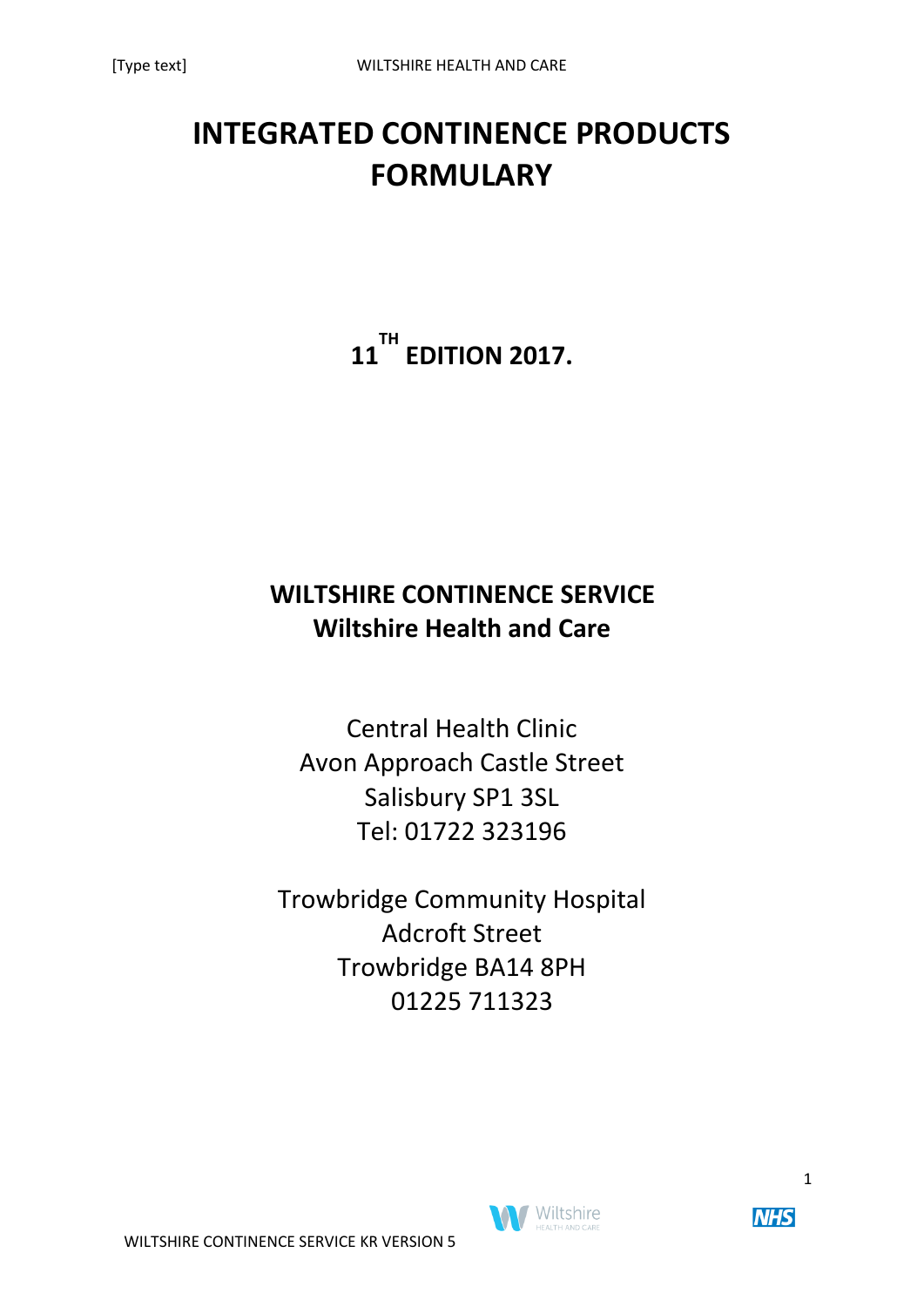# INTEGRATED CONTINENCE PRODUCTS FORMULARY

## 11TH EDITION 2017.

## WILTSHIRE CONTINENCE SERVICE
## Wiltshire Health and Care

Central Health Clinic
Avon Approach Castle Street
Salisbury SP1 3SL
Tel: 01722 323196

Trowbridge Community Hospital
Adcroft Street
Trowbridge BA14 8PH
01225 711323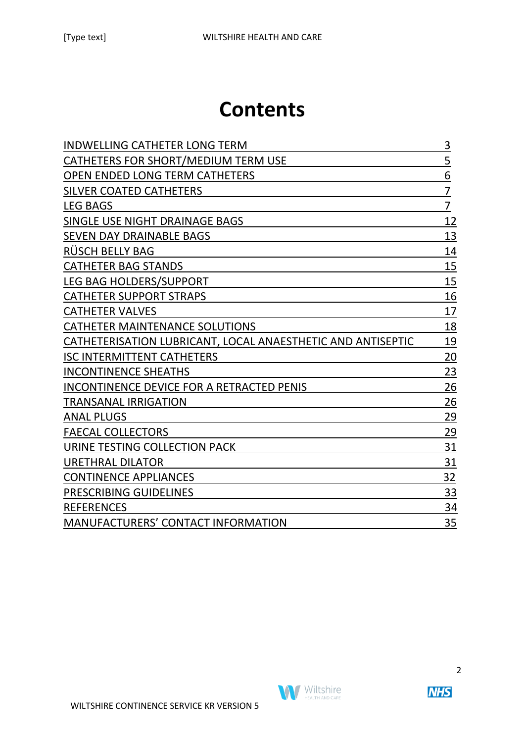# Contents

| | |
|---|---|
| INDWELLING CATHETER LONG TERM | 3 |
| CATHETERS FOR SHORT/MEDIUM TERM USE | 5 |
| OPEN ENDED LONG TERM CATHETERS | 6 |
| SILVER COATED CATHETERS | 7 |
| LEG BAGS | 7 |
| SINGLE USE NIGHT DRAINAGE BAGS | 12 |
| SEVEN DAY DRAINABLE BAGS | 13 |
| RÜSCH BELLY BAG | 14 |
| CATHETER BAG STANDS | 15 |
| LEG BAG HOLDERS/SUPPORT | 15 |
| CATHETER SUPPORT STRAPS | 16 |
| CATHETER VALVES | 17 |
| CATHETER MAINTENANCE SOLUTIONS | 18 |
| CATHETERISATION LUBRICANT, LOCAL ANAESTHETIC AND ANTISEPTIC | 19 |
| ISC INTERMITTENT CATHETERS | 20 |
| INCONTINENCE SHEATHS | 23 |
| INCONTINENCE DEVICE FOR A RETRACTED PENIS | 26 |
| TRANSANAL IRRIGATION | 26 |
| ANAL PLUGS | 29 |
| FAECAL COLLECTORS | 29 |
| URINE TESTING COLLECTION PACK | 31 |
| URETHRAL DILATOR | 31 |
| CONTINENCE APPLIANCES | 32 |
| PRESCRIBING GUIDELINES | 33 |
| REFERENCES | 34 |
| MANUFACTURERS' CONTACT INFORMATION | 35 |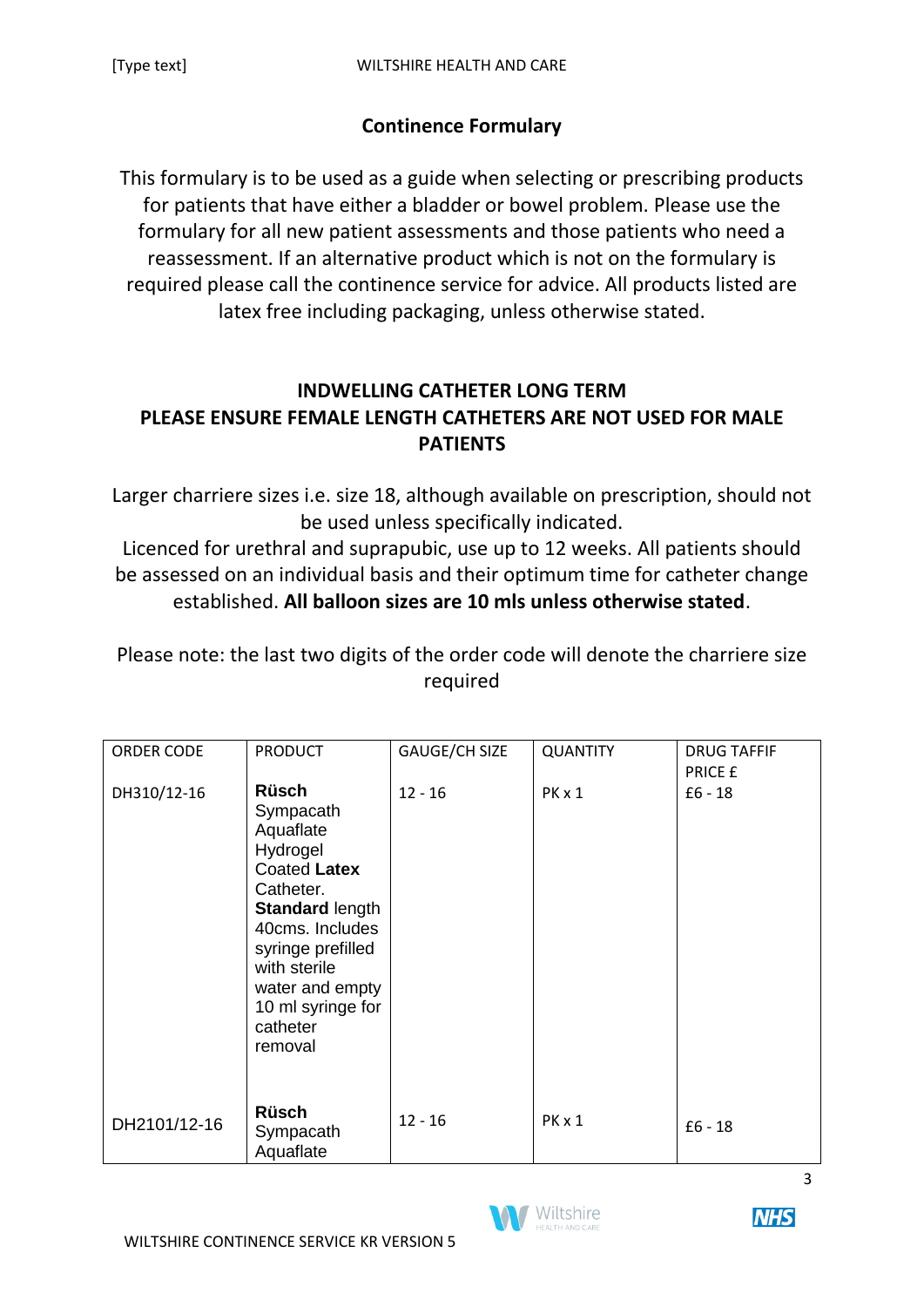## Continence Formulary

This formulary is to be used as a guide when selecting or prescribing products for patients that have either a bladder or bowel problem. Please use the formulary for all new patient assessments and those patients who need a reassessment. If an alternative product which is not on the formulary is required please call the continence service for advice. All products listed are latex free including packaging, unless otherwise stated.

## INDWELLING CATHETER LONG TERM
## PLEASE ENSURE FEMALE LENGTH CATHETERS ARE NOT USED FOR MALE PATIENTS

Larger charriere sizes i.e. size 18, although available on prescription, should not be used unless specifically indicated.

Licenced for urethral and suprapubic, use up to 12 weeks. All patients should be assessed on an individual basis and their optimum time for catheter change established. **All balloon sizes are 10 mls unless otherwise stated**.

Please note: the last two digits of the order code will denote the charriere size required

| ORDER CODE | PRODUCT | GAUGE/CH SIZE | QUANTITY | DRUG TAFFIF PRICE £ |
|---|---|---|---|---|
| DH310/12-16 | **Rüsch** Sympacath Aquaflate Hydrogel Coated **Latex** Catheter. **Standard** length 40cms. Includes syringe prefilled with sterile water and empty 10 ml syringe for catheter removal | 12 - 16 | PK x 1 | £6 - 18 |
| DH2101/12-16 | **Rüsch** Sympacath Aquaflate | 12 - 16 | PK x 1 | £6 - 18 |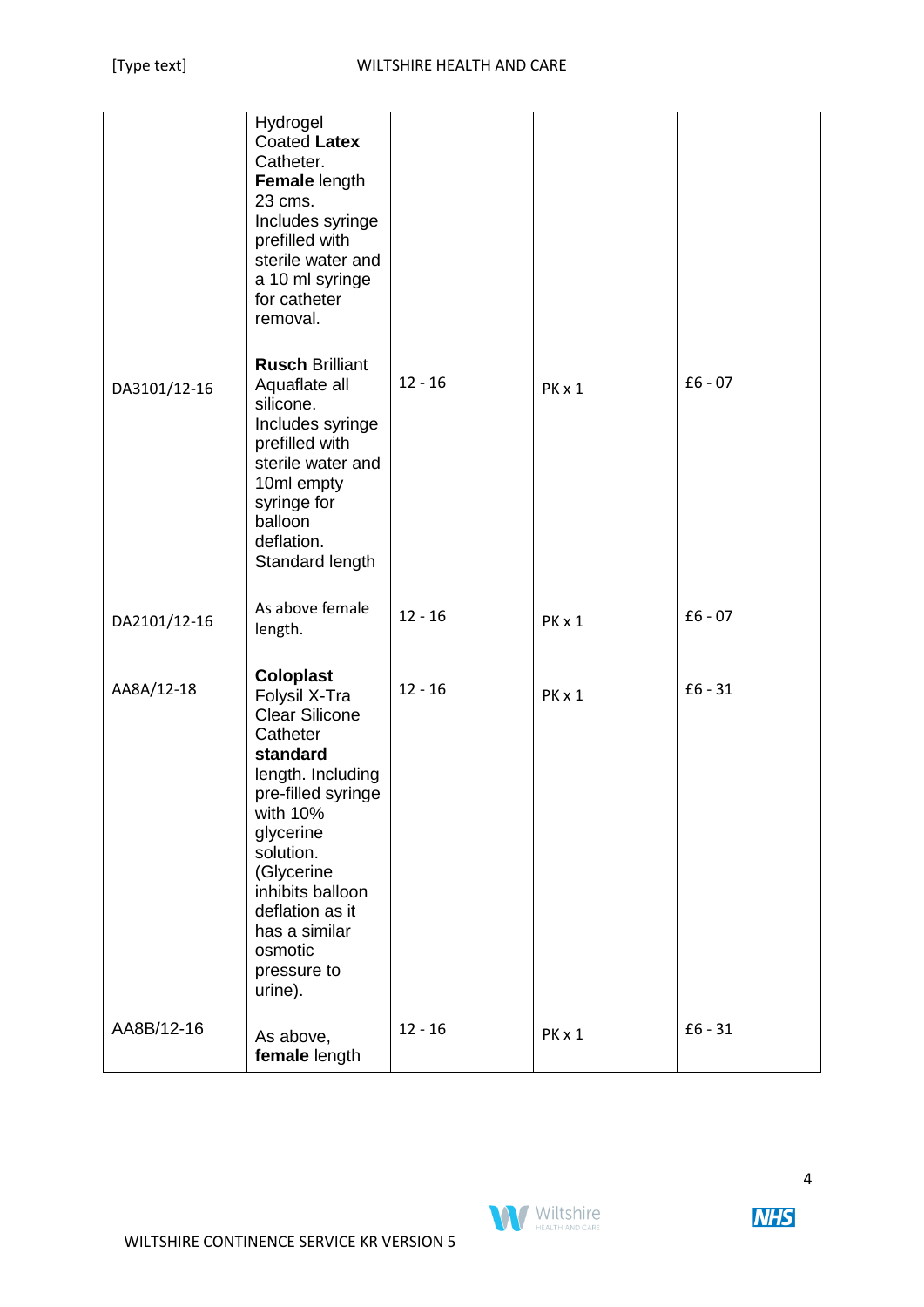| | | | | |
|---|---|---|---|---|
| | Hydrogel Coated **Latex** Catheter. **Female** length 23 cms. Includes syringe prefilled with sterile water and a 10 ml syringe for catheter removal. | | | |
| DA3101/12-16 | **Rusch** Brilliant Aquaflate all silicone. Includes syringe prefilled with sterile water and 10ml empty syringe for balloon deflation. Standard length | 12 - 16 | PK x 1 | £6 - 07 |
| DA2101/12-16 | As above female length. | 12 - 16 | PK x 1 | £6 - 07 |
| AA8A/12-18 | **Coloplast** Folysil X-Tra Clear Silicone Catheter **standard** length. Including pre-filled syringe with 10% glycerine solution. (Glycerine inhibits balloon deflation as it has a similar osmotic pressure to urine). | 12 - 16 | PK x 1 | £6 - 31 |
| AA8B/12-16 | As above, **female** length | 12 - 16 | PK x 1 | £6 - 31 |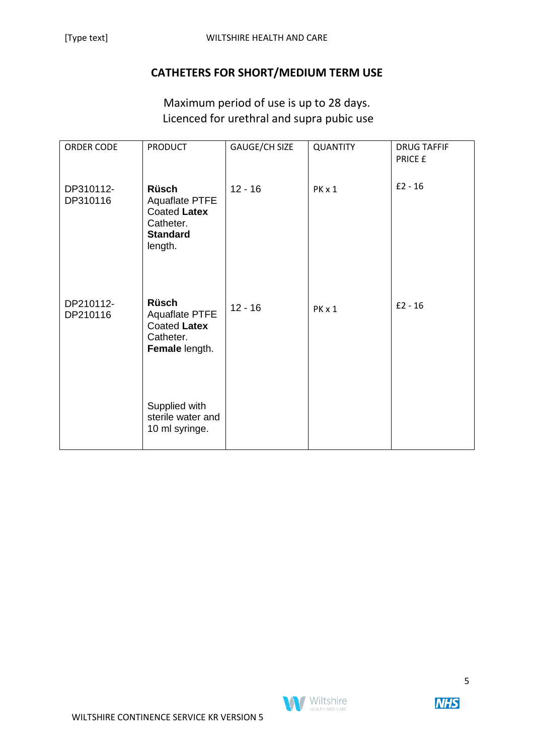# CATHETERS FOR SHORT/MEDIUM TERM USE

Maximum period of use is up to 28 days.
Licenced for urethral and supra pubic use

| ORDER CODE | PRODUCT | GAUGE/CH SIZE | QUANTITY | DRUG TAFFIF PRICE £ |
|---|---|---|---|---|
| DP310112-DP310116 | **Rüsch** Aquaflate PTFE Coated **Latex** Catheter. **Standard** length. | 12 - 16 | PK x 1 | £2 - 16 |
| DP210112-DP210116 | **Rüsch** Aquaflate PTFE Coated **Latex** Catheter. **Female** length.<br><br>Supplied with sterile water and 10 ml syringe. | 12 - 16 | PK x 1 | £2 - 16 |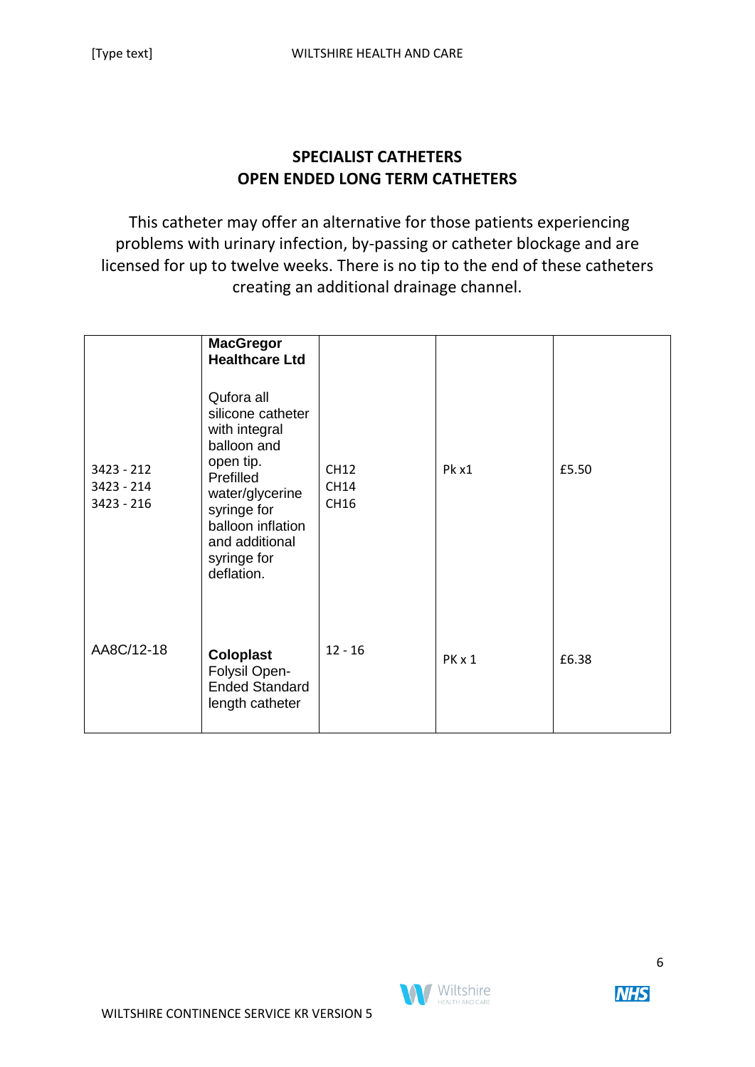## SPECIALIST CATHETERS
## OPEN ENDED LONG TERM CATHETERS

This catheter may offer an alternative for those patients experiencing problems with urinary infection, by-passing or catheter blockage and are licensed for up to twelve weeks. There is no tip to the end of these catheters creating an additional drainage channel.

| | | | | |
|---|---|---|---|---|
| 3423 - 212<br>3423 - 214<br>3423 - 216 | **MacGregor Healthcare Ltd**<br><br>Qufora all silicone catheter with integral balloon and open tip. Prefilled water/glycerine syringe for balloon inflation and additional syringe for deflation. | CH12<br>CH14<br>CH16 | Pk x1 | £5.50 |
| AA8C/12-18 | **Coloplast** Folysil Open-Ended Standard length catheter | 12 - 16 | PK x 1 | £6.38 |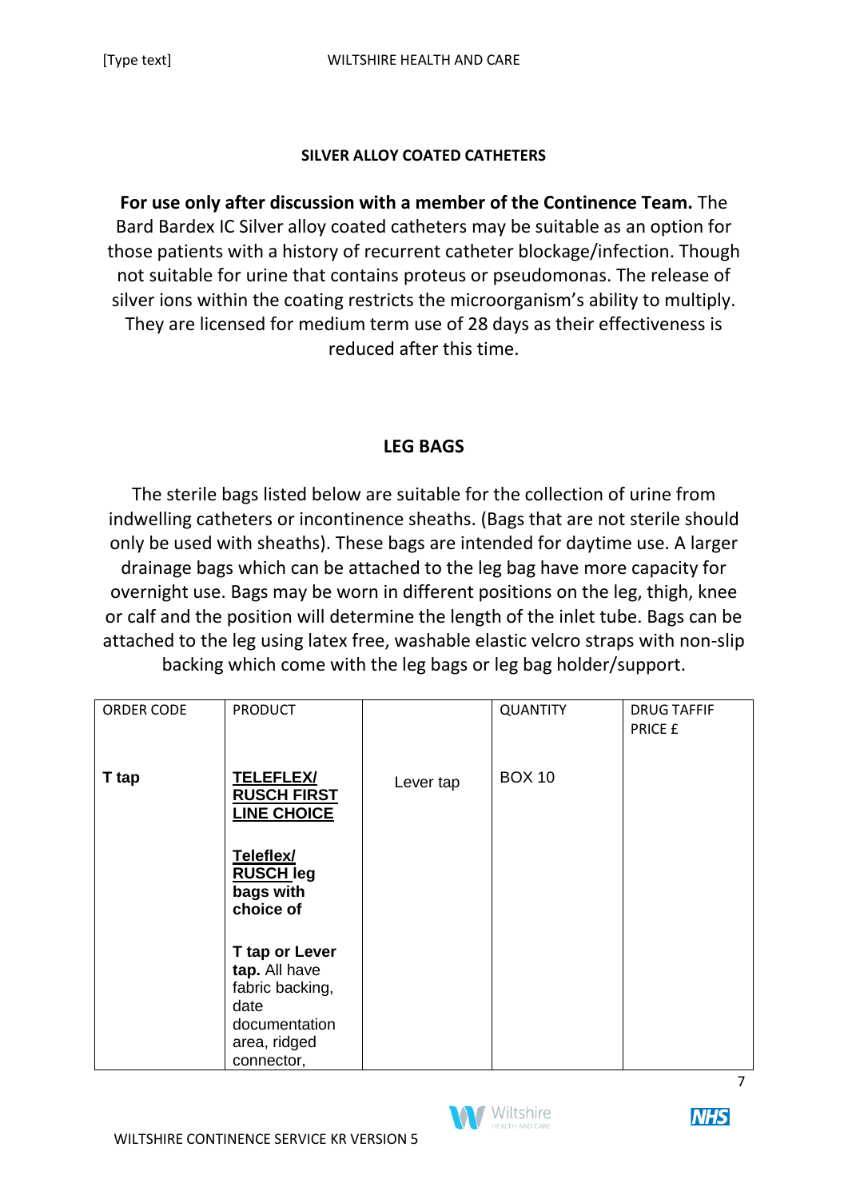## SILVER ALLOY COATED CATHETERS

**For use only after discussion with a member of the Continence Team.** The Bard Bardex IC Silver alloy coated catheters may be suitable as an option for those patients with a history of recurrent catheter blockage/infection. Though not suitable for urine that contains proteus or pseudomonas. The release of silver ions within the coating restricts the microorganism's ability to multiply. They are licensed for medium term use of 28 days as their effectiveness is reduced after this time.

## LEG BAGS

The sterile bags listed below are suitable for the collection of urine from indwelling catheters or incontinence sheaths. (Bags that are not sterile should only be used with sheaths). These bags are intended for daytime use. A larger drainage bags which can be attached to the leg bag have more capacity for overnight use. Bags may be worn in different positions on the leg, thigh, knee or calf and the position will determine the length of the inlet tube. Bags can be attached to the leg using latex free, washable elastic velcro straps with non-slip backing which come with the leg bags or leg bag holder/support.

| ORDER CODE | PRODUCT | | QUANTITY | DRUG TAFFIF PRICE £ |
|---|---|---|---|---|
| **T tap** | **TELEFLEX/ RUSCH FIRST LINE CHOICE**<br><br>**Teleflex/ RUSCH leg bags with choice of**<br><br>**T tap or Lever tap.** All have fabric backing, date documentation area, ridged connector, | Lever tap | BOX 10 | |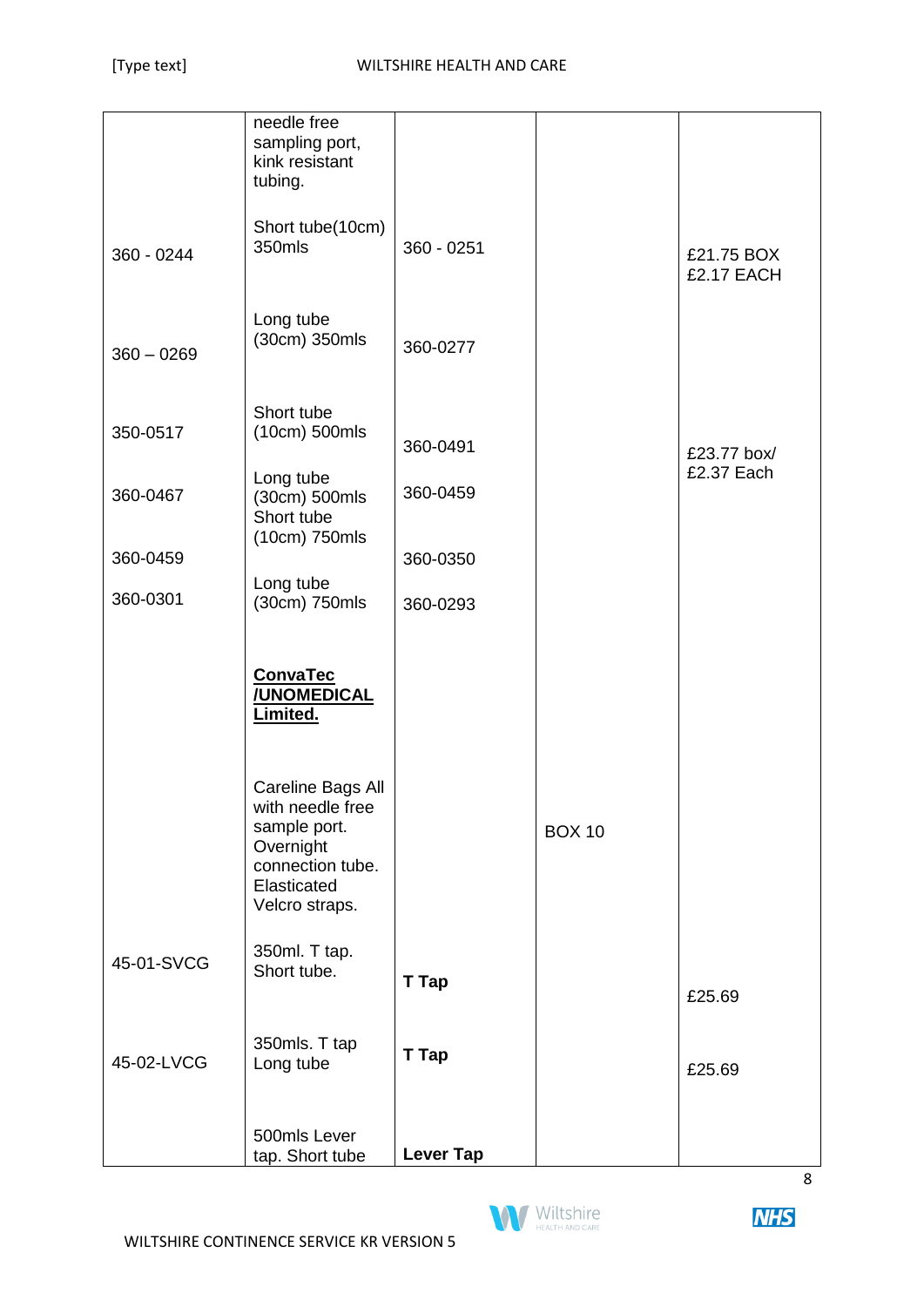| | | | | |
|---|---|---|---|---|
| | needle free sampling port, kink resistant tubing. | | | |
| 360 - 0244 | Short tube(10cm) 350mls | 360 - 0251 | | £21.75 BOX £2.17 EACH |
| 360 – 0269 | Long tube (30cm) 350mls | 360-0277 | | |
| 350-0517 | Short tube (10cm) 500mls | 360-0491 | | £23.77 box/ £2.37 Each |
| 360-0467 | Long tube (30cm) 500mls | 360-0459 | | |
| 360-0459 | Short tube (10cm) 750mls | 360-0350 | | |
| 360-0301 | Long tube (30cm) 750mls | 360-0293 | | |
| | **ConvaTec /UNOMEDICAL Limited.** | | | |
| | Careline Bags All with needle free sample port. Overnight connection tube. Elasticated Velcro straps. | | BOX 10 | |
| 45-01-SVCG | 350ml. T tap. Short tube. | **T Tap** | | £25.69 |
| 45-02-LVCG | 350mls. T tap Long tube | **T Tap** | | £25.69 |
| | 500mls Lever tap. Short tube | **Lever Tap** | | |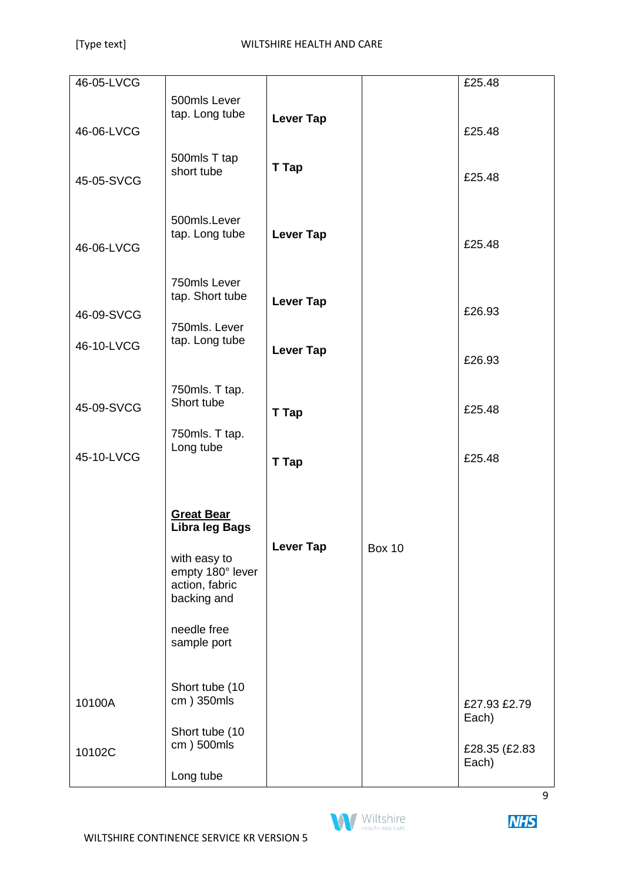| | | | | |
|---|---|---|---|---|
| 46-05-LVCG | 500mls Lever tap. Long tube | Lever Tap | | £25.48 |
| 46-06-LVCG | | | | £25.48 |
| 45-05-SVCG | 500mls T tap short tube | T Tap | | £25.48 |
| 46-06-LVCG | 500mls.Lever tap. Long tube | Lever Tap | | £25.48 |
| 46-09-SVCG | 750mls Lever tap. Short tube | Lever Tap | | £26.93 |
| 46-10-LVCG | 750mls. Lever tap. Long tube | Lever Tap | | £26.93 |
| 45-09-SVCG | 750mls. T tap. Short tube | T Tap | | £25.48 |
| 45-10-LVCG | 750mls. T tap. Long tube | T Tap | | £25.48 |
| | **<u>Great Bear</u> Libra leg Bags**<br><br>with easy to empty 180° lever action, fabric backing and<br><br>needle free sample port | **Lever Tap** | Box 10 | |
| 10100A | Short tube (10 cm ) 350mls | | | £27.93 £2.79 Each) |
| 10102C | Short tube (10 cm ) 500mls | | | £28.35 (£2.83 Each) |
| | Long tube | | | |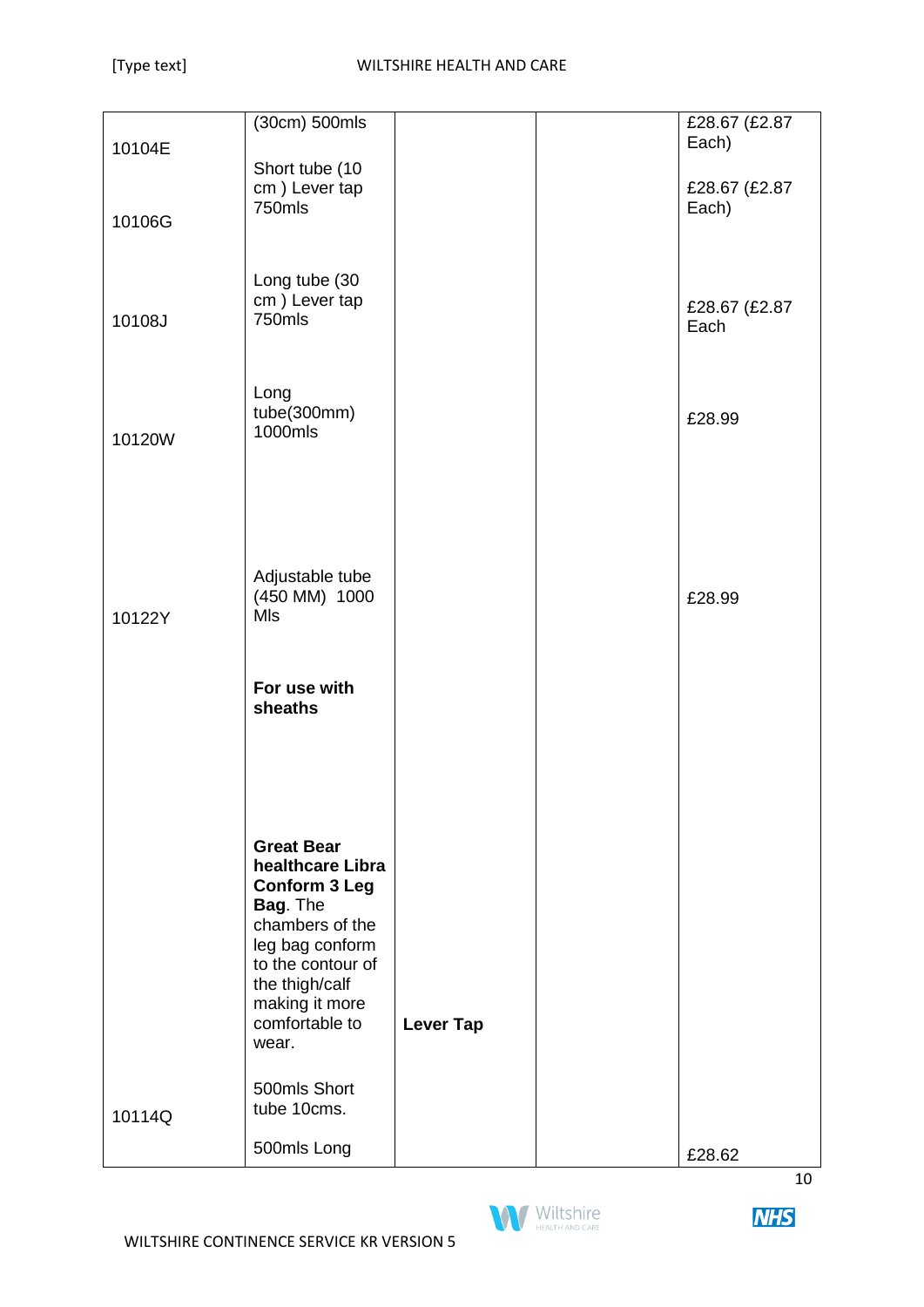| | | | | |
|---|---|---|---|---|
| 10104E | (30cm) 500mls | | | £28.67 (£2.87 Each) |
| 10106G | Short tube (10 cm ) Lever tap 750mls | | | £28.67 (£2.87 Each) |
| 10108J | Long tube (30 cm ) Lever tap 750mls | | | £28.67 (£2.87 Each |
| 10120W | Long tube(300mm) 1000mls | | | £28.99 |
| 10122Y | Adjustable tube (450 MM) 1000 Mls | | | £28.99 |
| | **For use with sheaths** | | | |
| | **Great Bear healthcare Libra Conform 3 Leg Bag**. The chambers of the leg bag conform to the contour of the thigh/calf making it more comfortable to wear. | **Lever Tap** | | |
| 10114Q | 500mls Short tube 10cms. | | | |
| | 500mls Long | | | £28.62 |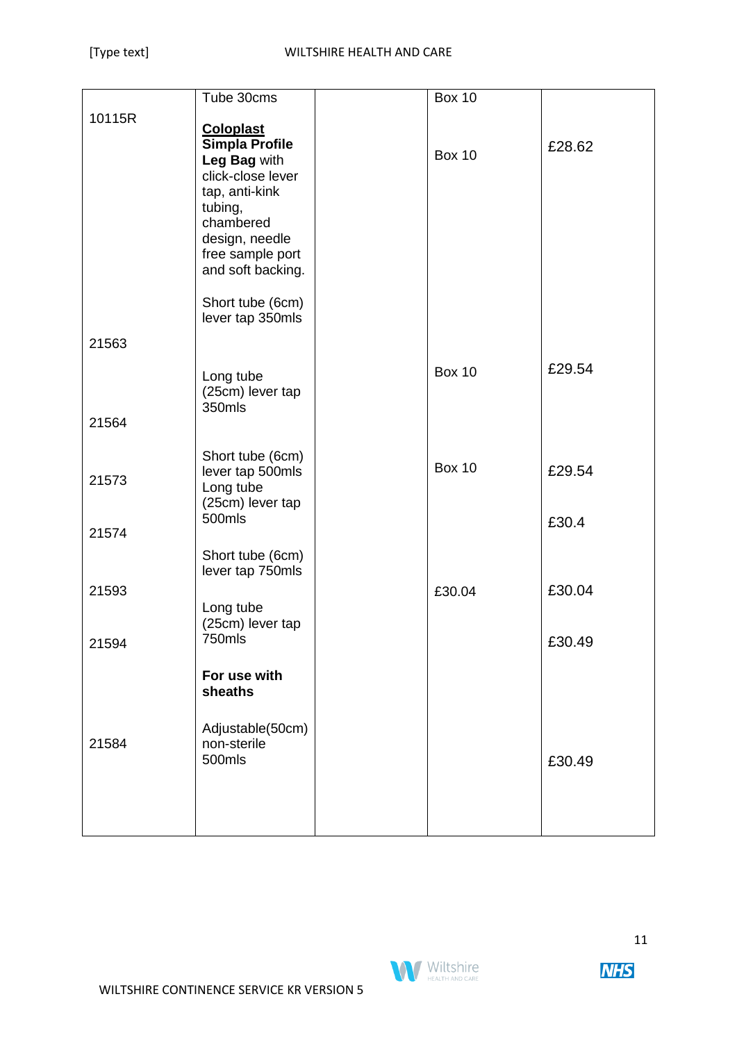| | | | | |
|---|---|---|---|---|
| | Tube 30cms | | Box 10 | |
| 10115R | **Coloplast Simpla Profile Leg Bag** with click-close lever tap, anti-kink tubing, chambered design, needle free sample port and soft backing. | | Box 10 | £28.62 |
| 21563 | Short tube (6cm) lever tap 350mls | | | |
| 21564 | Long tube (25cm) lever tap 350mls | | Box 10 | £29.54 |
| 21573 | Short tube (6cm) lever tap 500mls | | Box 10 | £29.54 |
| 21574 | Long tube (25cm) lever tap 500mls | | | £30.4 |
| 21593 | Short tube (6cm) lever tap 750mls | | £30.04 | £30.04 |
| 21594 | Long tube (25cm) lever tap 750mls | | | £30.49 |
| | **For use with sheaths** | | | |
| 21584 | Adjustable(50cm) non-sterile 500mls | | | £30.49 |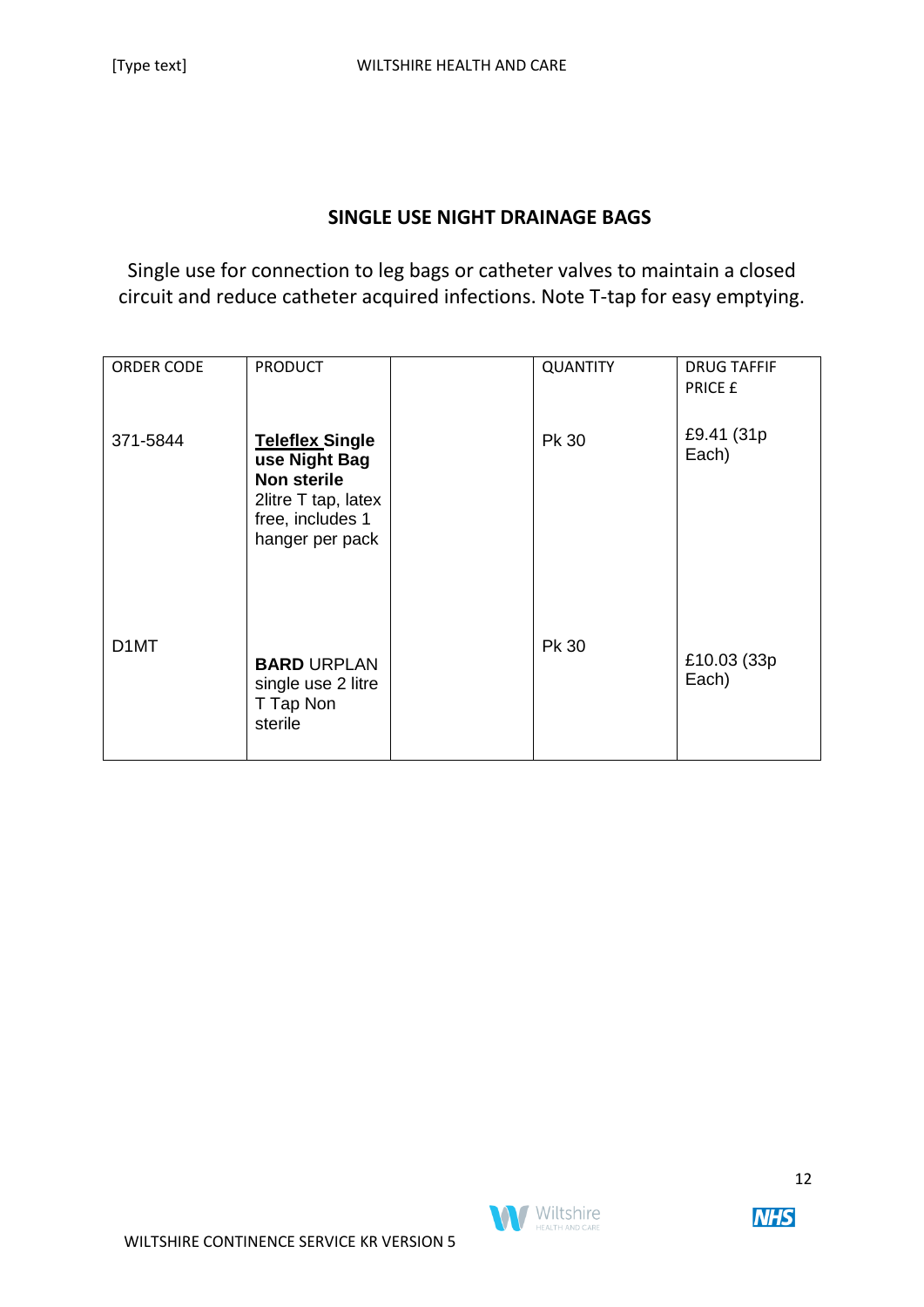## SINGLE USE NIGHT DRAINAGE BAGS

Single use for connection to leg bags or catheter valves to maintain a closed circuit and reduce catheter acquired infections. Note T-tap for easy emptying.

| ORDER CODE | PRODUCT | | QUANTITY | DRUG TAFFIF PRICE £ |
|---|---|---|---|---|
| 371-5844 | **Teleflex Single use Night Bag Non sterile** 2litre T tap, latex free, includes 1 hanger per pack | | Pk 30 | £9.41 (31p Each) |
| D1MT | **BARD** URPLAN single use 2 litre T Tap Non sterile | | Pk 30 | £10.03 (33p Each) |

WILTSHIRE CONTINENCE SERVICE KR VERSION 5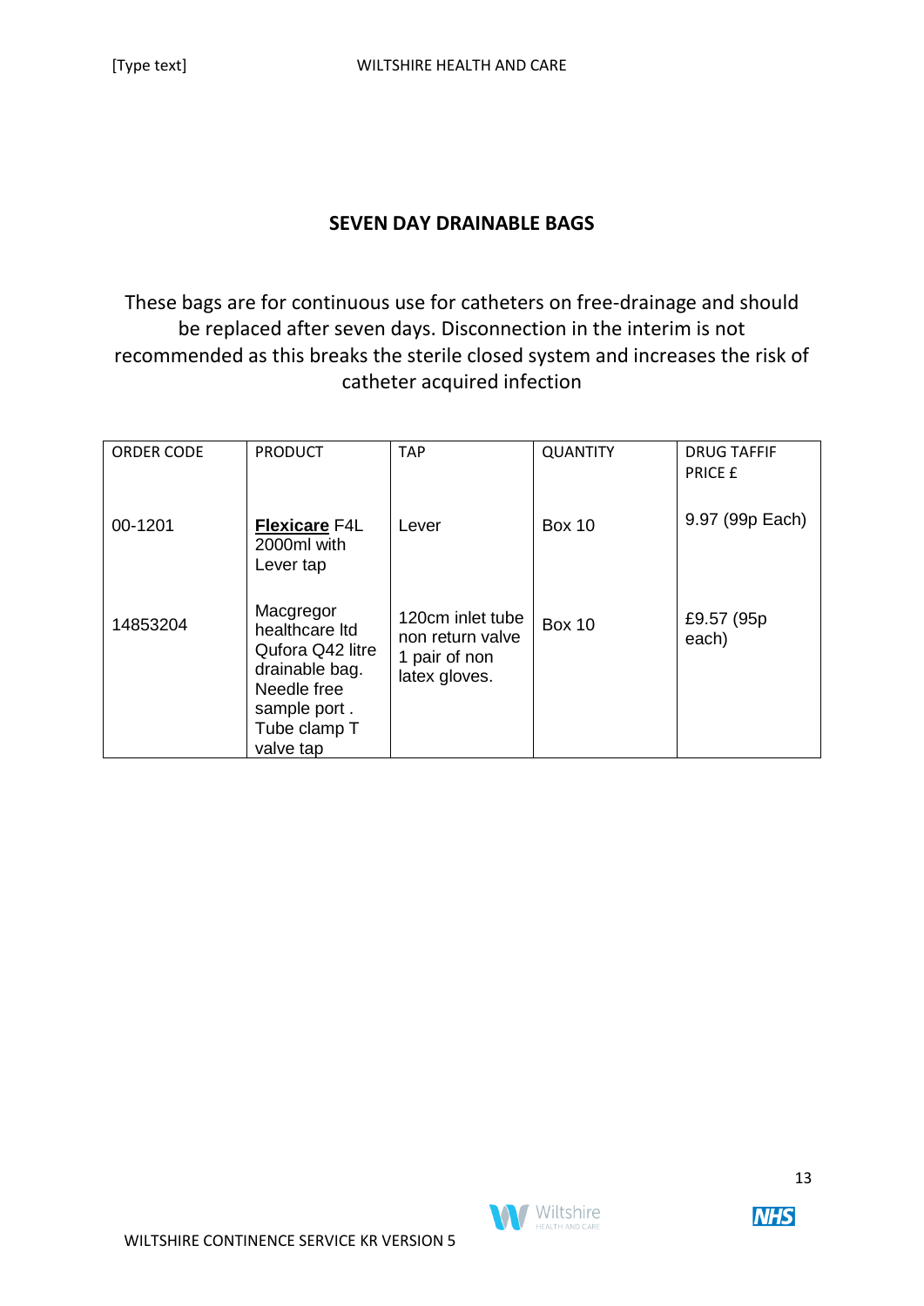## SEVEN DAY DRAINABLE BAGS

These bags are for continuous use for catheters on free-drainage and should be replaced after seven days. Disconnection in the interim is not recommended as this breaks the sterile closed system and increases the risk of catheter acquired infection

| ORDER CODE | PRODUCT | TAP | QUANTITY | DRUG TAFFIF PRICE £ |
|---|---|---|---|---|
| 00-1201 | **Flexicare** F4L 2000ml with Lever tap | Lever | Box 10 | 9.97 (99p Each) |
| 14853204 | Macgregor healthcare ltd Qufora Q42 litre drainable bag. Needle free sample port . Tube clamp T valve tap | 120cm inlet tube non return valve 1 pair of non latex gloves. | Box 10 | £9.57 (95p each) |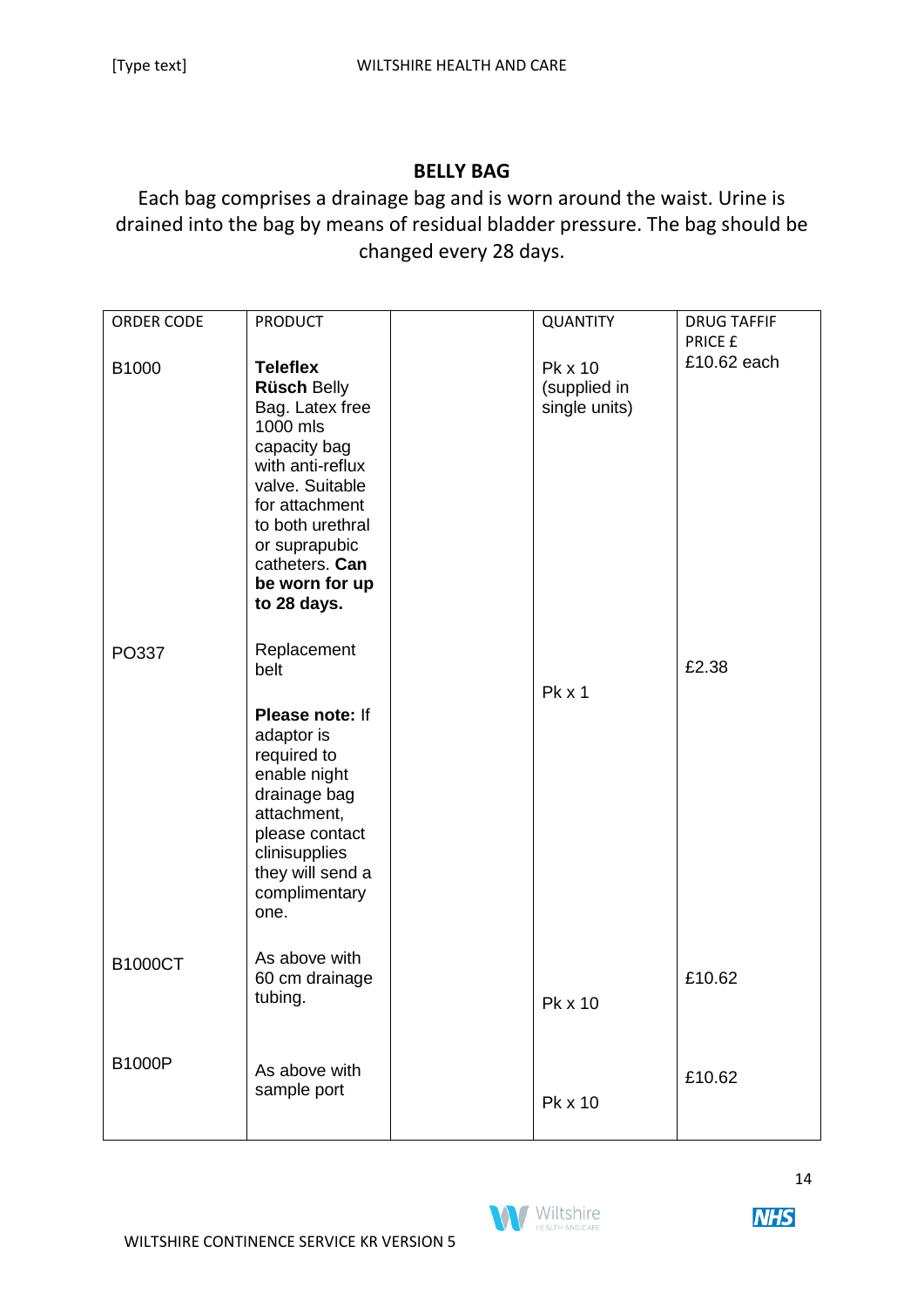## BELLY BAG

Each bag comprises a drainage bag and is worn around the waist. Urine is drained into the bag by means of residual bladder pressure. The bag should be changed every 28 days.

| ORDER CODE | PRODUCT | | QUANTITY | DRUG TAFFIF PRICE £ |
|---|---|---|---|---|
| B1000 | **Teleflex Rüsch** Belly Bag. Latex free 1000 mls capacity bag with anti-reflux valve. Suitable for attachment to both urethral or suprapubic catheters. **Can be worn for up to 28 days.** | | Pk x 10 (supplied in single units) | £10.62 each |
| PO337 | Replacement belt<br><br>**Please note:** If adaptor is required to enable night drainage bag attachment, please contact clinisupplies they will send a complimentary one. | | Pk x 1 | £2.38 |
| B1000CT | As above with 60 cm drainage tubing. | | Pk x 10 | £10.62 |
| B1000P | As above with sample port | | Pk x 10 | £10.62 |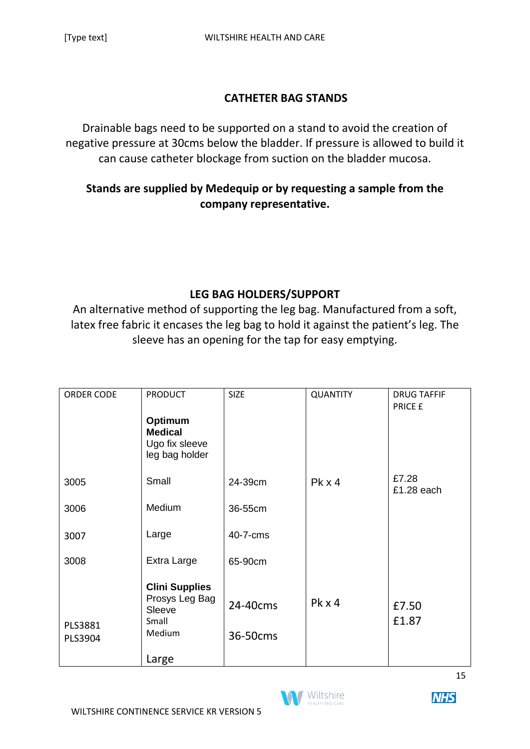## CATHETER BAG STANDS

Drainable bags need to be supported on a stand to avoid the creation of negative pressure at 30cms below the bladder. If pressure is allowed to build it can cause catheter blockage from suction on the bladder mucosa.

**Stands are supplied by Medequip or by requesting a sample from the company representative.**

## LEG BAG HOLDERS/SUPPORT

An alternative method of supporting the leg bag. Manufactured from a soft, latex free fabric it encases the leg bag to hold it against the patient's leg. The sleeve has an opening for the tap for easy emptying.

| ORDER CODE | PRODUCT | SIZE | QUANTITY | DRUG TAFFIF PRICE £ |
|---|---|---|---|---|
| | **Optimum Medical** Ugo fix sleeve leg bag holder | | | |
| 3005 | Small | 24-39cm | Pk x 4 | £7.28 £1.28 each |
| 3006 | Medium | 36-55cm | | |
| 3007 | Large | 40-7-cms | | |
| 3008 | Extra Large | 65-90cm | | |
| | **Clini Supplies** Prosys Leg Bag Sleeve | | Pk x 4 | |
| PLS3881 | Small | 24-40cms | | £7.50 £1.87 |
| PLS3904 | Medium | 36-50cms | | |
| | Large | | | |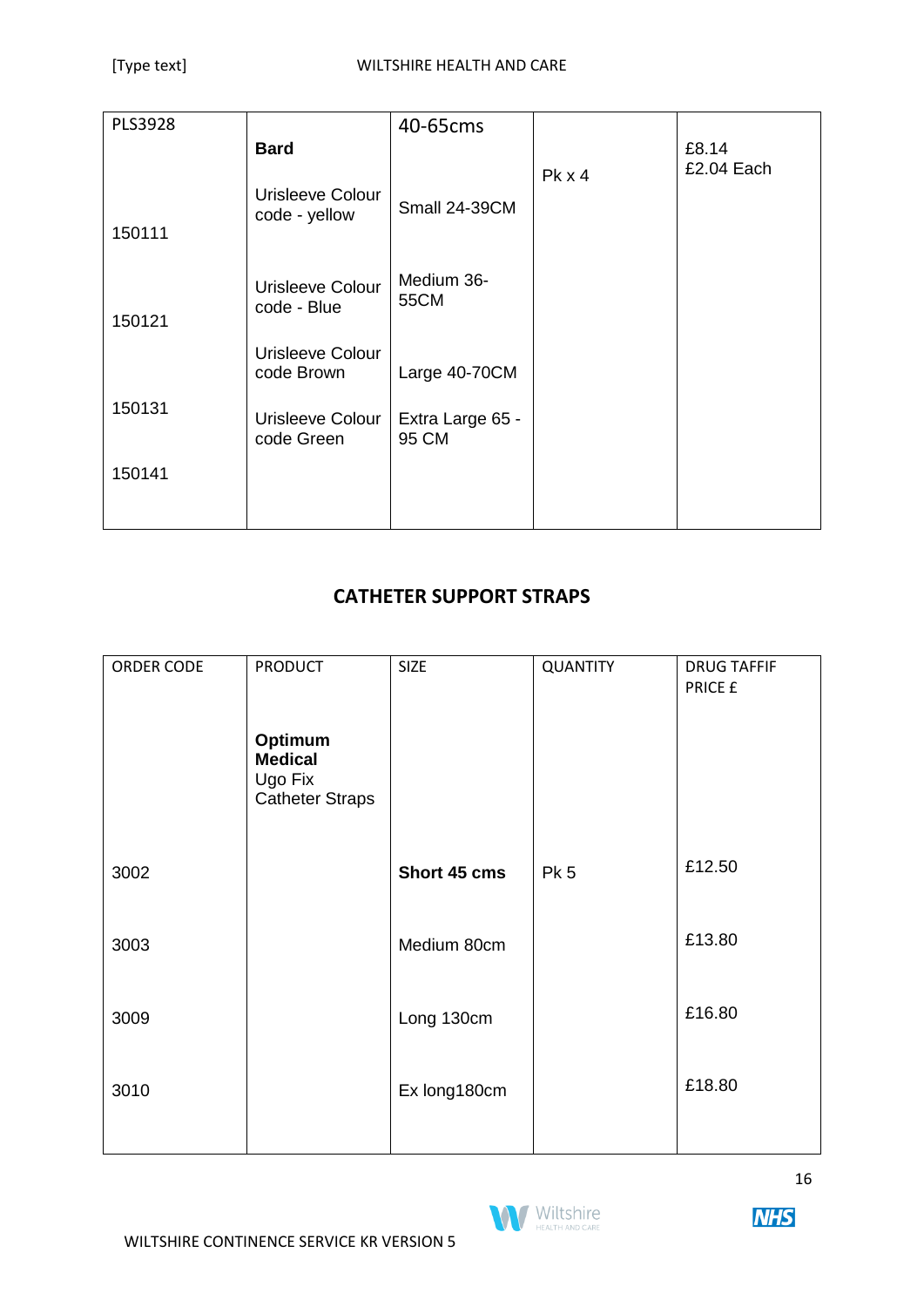| PLS3928 | **Bard** | 40-65cms | Pk x 4 | £8.14<br>£2.04 Each |
|---|---|---|---|---|
| 150111 | Urisleeve Colour code - yellow | Small 24-39CM | | |
| 150121 | Urisleeve Colour code - Blue | Medium 36-55CM | | |
| 150131 | Urisleeve Colour code Brown | Large 40-70CM | | |
| 150141 | Urisleeve Colour code Green | Extra Large 65 - 95 CM | | |

## CATHETER SUPPORT STRAPS

| ORDER CODE | PRODUCT | SIZE | QUANTITY | DRUG TAFFIF PRICE £ |
|---|---|---|---|---|
| | **Optimum Medical** Ugo Fix Catheter Straps | | | |
| 3002 | | **Short 45 cms** | Pk 5 | £12.50 |
| 3003 | | Medium 80cm | | £13.80 |
| 3009 | | Long 130cm | | £16.80 |
| 3010 | | Ex long180cm | | £18.80 |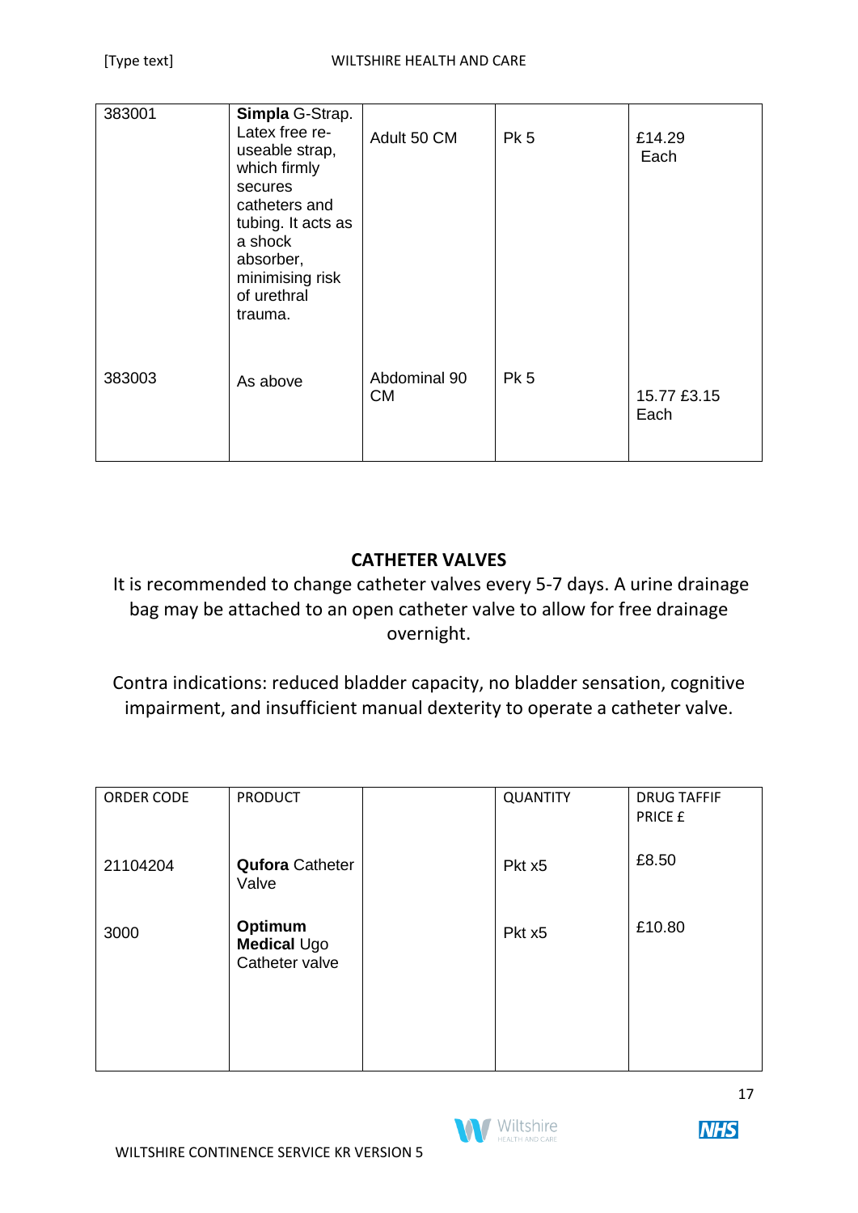| | | | | |
|---|---|---|---|---|
| 383001 | **Simpla** G-Strap. Latex free re-useable strap, which firmly secures catheters and tubing. It acts as a shock absorber, minimising risk of urethral trauma. | Adult 50 CM | Pk 5 | £14.29 Each |
| 383003 | As above | Abdominal 90 CM | Pk 5 | 15.77 £3.15 Each |

## CATHETER VALVES

It is recommended to change catheter valves every 5-7 days. A urine drainage bag may be attached to an open catheter valve to allow for free drainage overnight.

Contra indications: reduced bladder capacity, no bladder sensation, cognitive impairment, and insufficient manual dexterity to operate a catheter valve.

| ORDER CODE | PRODUCT | | QUANTITY | DRUG TAFFIF PRICE £ |
|---|---|---|---|---|
| 21104204 | **Qufora** Catheter Valve | | Pkt x5 | £8.50 |
| 3000 | **Optimum Medical** Ugo Catheter valve | | Pkt x5 | £10.80 |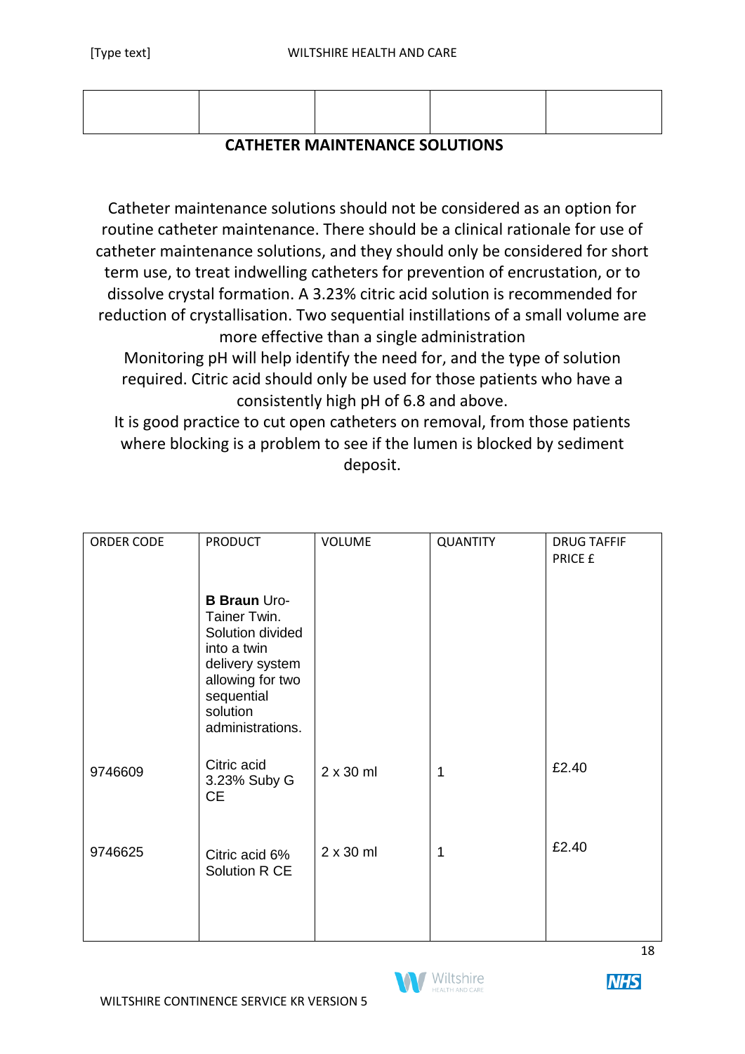| | | | | |
|---|---|---|---|---|
| | | | | |

## CATHETER MAINTENANCE SOLUTIONS

Catheter maintenance solutions should not be considered as an option for routine catheter maintenance. There should be a clinical rationale for use of catheter maintenance solutions, and they should only be considered for short term use, to treat indwelling catheters for prevention of encrustation, or to dissolve crystal formation. A 3.23% citric acid solution is recommended for reduction of crystallisation. Two sequential instillations of a small volume are more effective than a single administration

Monitoring pH will help identify the need for, and the type of solution required. Citric acid should only be used for those patients who have a consistently high pH of 6.8 and above.

It is good practice to cut open catheters on removal, from those patients where blocking is a problem to see if the lumen is blocked by sediment deposit.

| ORDER CODE | PRODUCT | VOLUME | QUANTITY | DRUG TAFFIF PRICE £ |
|---|---|---|---|---|
| | **B Braun** Uro-Tainer Twin. Solution divided into a twin delivery system allowing for two sequential solution administrations. | | | |
| 9746609 | Citric acid 3.23% Suby G CE | 2 x 30 ml | 1 | £2.40 |
| 9746625 | Citric acid 6% Solution R CE | 2 x 30 ml | 1 | £2.40 |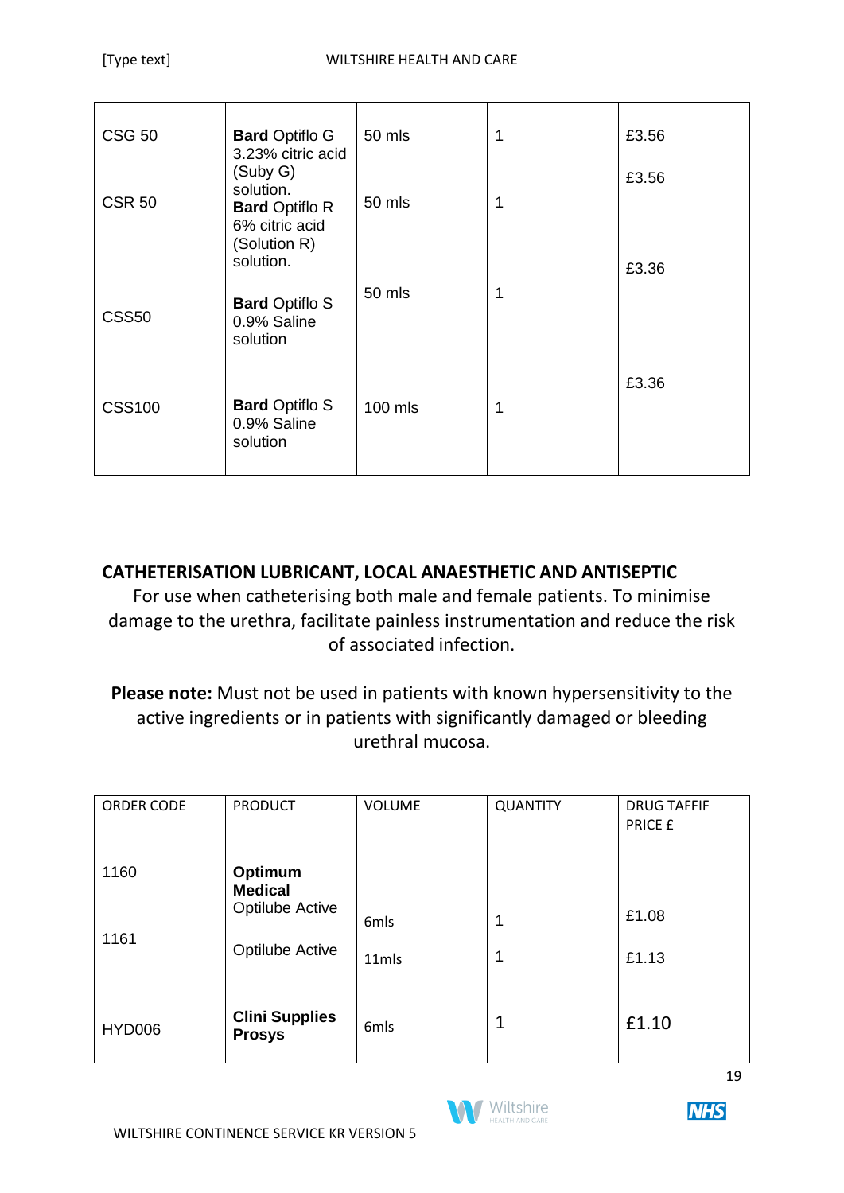| | | | | |
|---|---|---|---|---|
| CSG 50 | **Bard** Optiflo G 3.23% citric acid (Suby G) solution. | 50 mls | 1 | £3.56 |
| CSR 50 | **Bard** Optiflo R 6% citric acid (Solution R) solution. | 50 mls | 1 | £3.56 |
| CSS50 | **Bard** Optiflo S 0.9% Saline solution | 50 mls | 1 | £3.36 |
| CSS100 | **Bard** Optiflo S 0.9% Saline solution | 100 mls | 1 | £3.36 |

## CATHETERISATION LUBRICANT, LOCAL ANAESTHETIC AND ANTISEPTIC

For use when catheterising both male and female patients. To minimise damage to the urethra, facilitate painless instrumentation and reduce the risk of associated infection.

**Please note:** Must not be used in patients with known hypersensitivity to the active ingredients or in patients with significantly damaged or bleeding urethral mucosa.

| ORDER CODE | PRODUCT | VOLUME | QUANTITY | DRUG TAFFIF PRICE £ |
|---|---|---|---|---|
| 1160 | **Optimum Medical** Optilube Active | 6mls | 1 | £1.08 |
| 1161 | Optilube Active | 11mls | 1 | £1.13 |
| HYD006 | **Clini Supplies Prosys** | 6mls | 1 | £1.10 |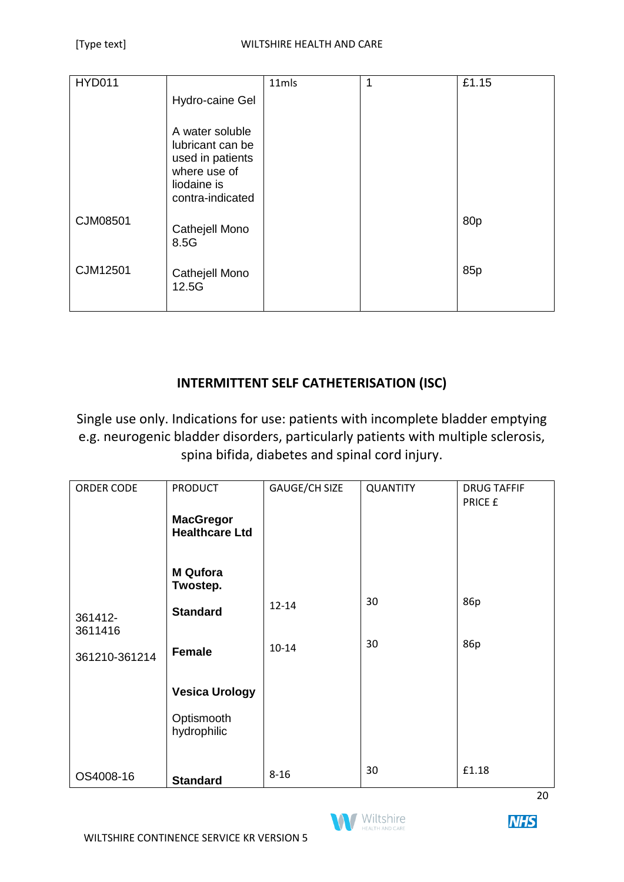| HYD011 | Hydro-caine Gel<br><br>A water soluble lubricant can be used in patients where use of liodaine is contra-indicated | 11mls | 1 | £1.15 |
|---|---|---|---|---|
| CJM08501 | Cathejell Mono 8.5G | | | 80p |
| CJM12501 | Cathejell Mono 12.5G | | | 85p |

## INTERMITTENT SELF CATHETERISATION (ISC)

Single use only. Indications for use: patients with incomplete bladder emptying e.g. neurogenic bladder disorders, particularly patients with multiple sclerosis, spina bifida, diabetes and spinal cord injury.

| ORDER CODE | PRODUCT | GAUGE/CH SIZE | QUANTITY | DRUG TAFFIF PRICE £ |
|---|---|---|---|---|
| | **MacGregor Healthcare Ltd** | | | |
| | **M Qufora Twostep.** | | | |
| 361412-3611416 | **Standard** | 12-14 | 30 | 86p |
| 361210-361214 | **Female** | 10-14 | 30 | 86p |
| | **Vesica Urology** | | | |
| | Optismooth hydrophilic | | | |
| OS4008-16 | **Standard** | 8-16 | 30 | £1.18 |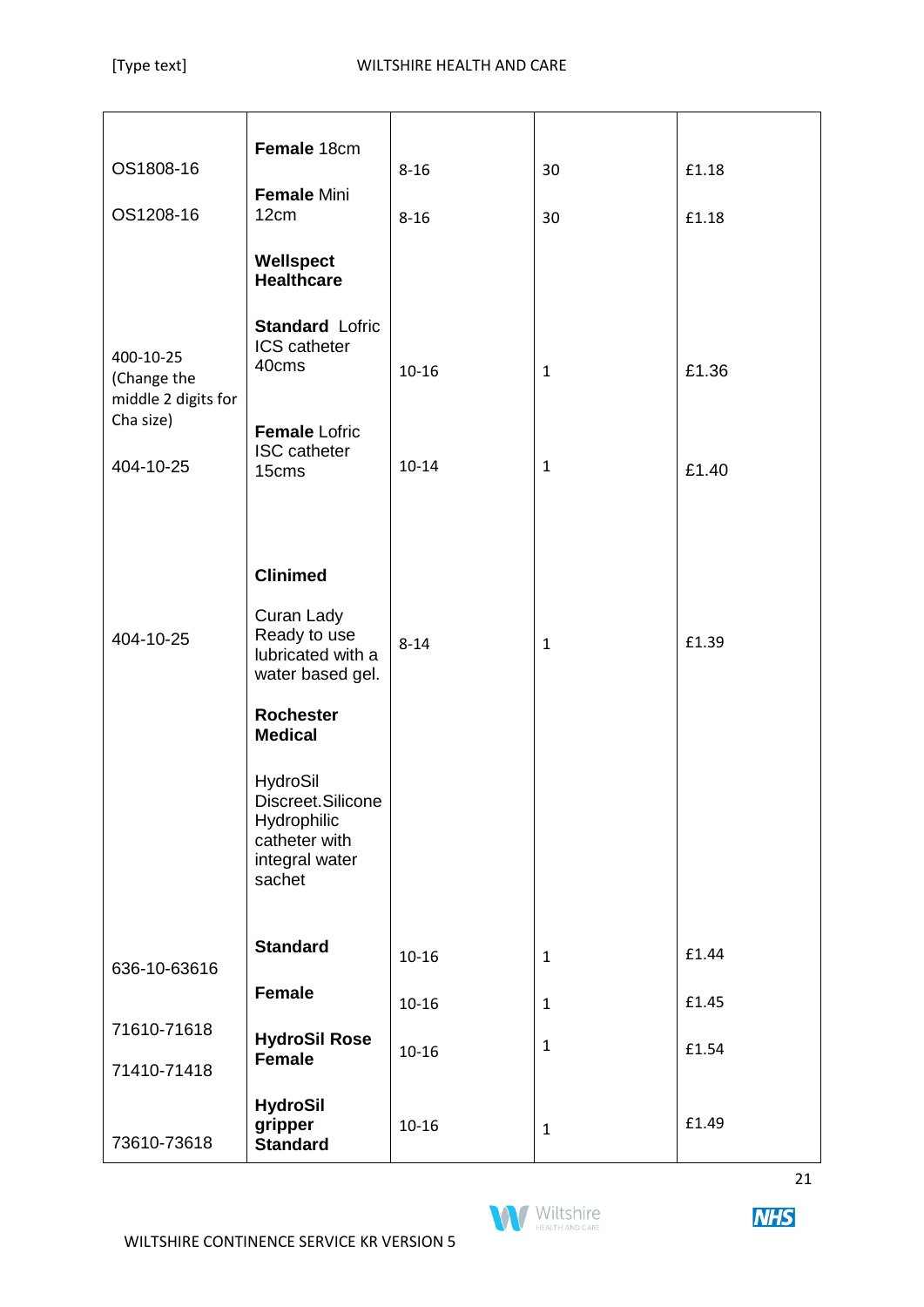| | | | | |
|---|---|---|---|---|
| OS1808-16<br><br>OS1208-16 | **Female** 18cm<br><br>**Female** Mini 12cm<br><br>**Wellspect Healthcare** | 8-16<br><br>8-16 | 30<br><br>30 | £1.18<br><br>£1.18 |
| 400-10-25 (Change the middle 2 digits for Cha size)<br><br>404-10-25 | **Standard** Lofric ICS catheter 40cms<br><br>**Female** Lofric ISC catheter 15cms | 10-16<br><br>10-14 | 1<br><br>1 | £1.36<br><br>£1.40 |
| 404-10-25 | **Clinimed**<br><br>Curan Lady Ready to use lubricated with a water based gel.<br><br>**Rochester Medical**<br><br>HydroSil Discreet.Silicone Hydrophilic catheter with integral water sachet | 8-14 | 1 | £1.39 |
| 636-10-63616<br><br>71610-71618<br><br>71410-71418<br><br>73610-73618 | **Standard**<br><br>**Female**<br><br>**HydroSil Rose Female**<br><br>**HydroSil gripper Standard** | 10-16<br><br>10-16<br><br>10-16<br><br>10-16 | 1<br><br>1<br><br>1<br><br>1 | £1.44<br><br>£1.45<br><br>£1.54<br><br>£1.49 |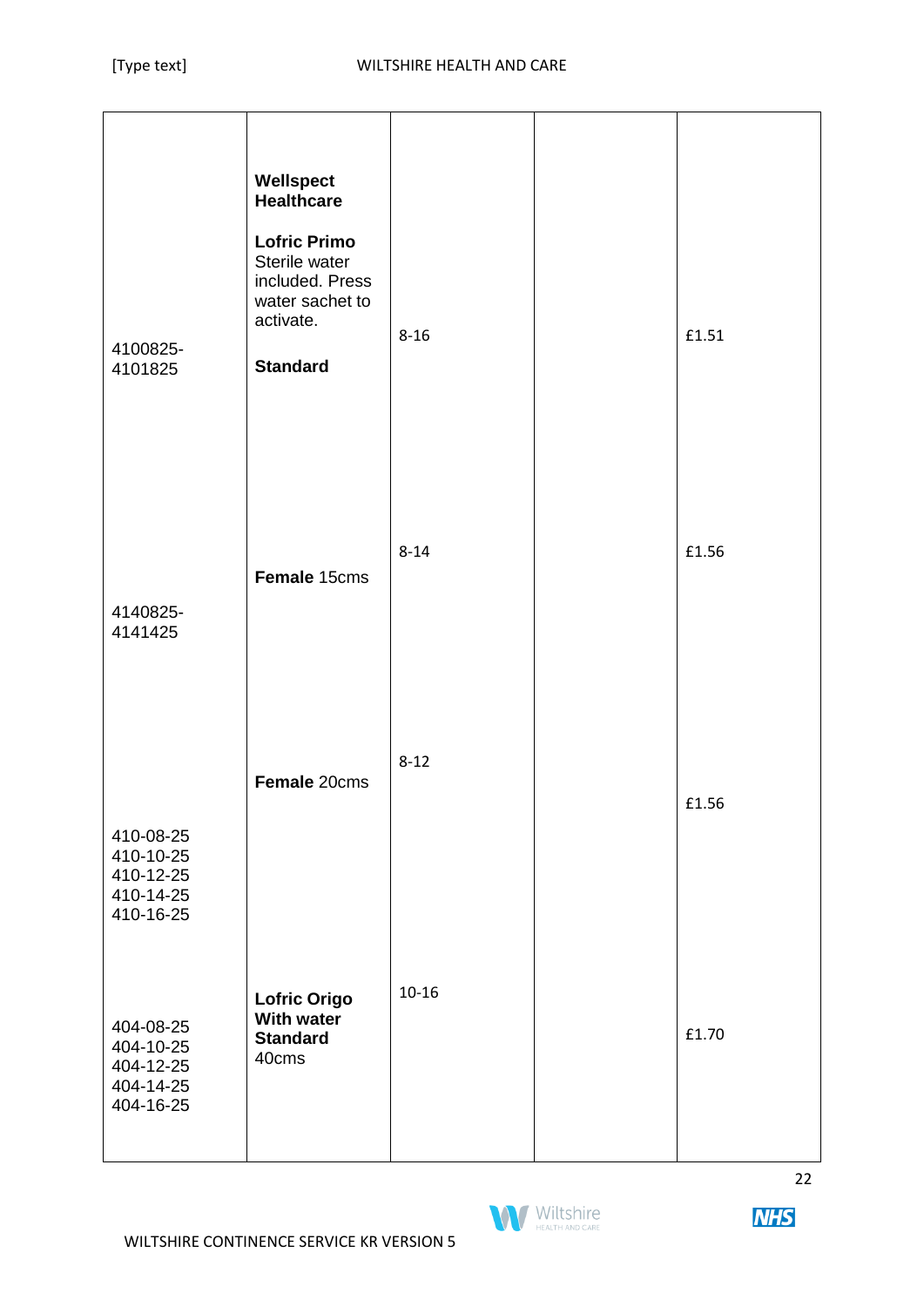| | | | | |
|---|---|---|---|---|
| 4100825-4101825 | **Wellspect Healthcare**<br><br>**Lofric Primo** Sterile water included. Press water sachet to activate.<br><br>**Standard** | 8-16 | | £1.51 |
| 4140825-4141425 | **Female** 15cms | 8-14 | | £1.56 |
| 410-08-25<br>410-10-25<br>410-12-25<br>410-14-25<br>410-16-25 | **Female** 20cms | 8-12 | | £1.56 |
| 404-08-25<br>404-10-25<br>404-12-25<br>404-14-25<br>404-16-25 | **Lofric Origo With water Standard** 40cms | 10-16 | | £1.70 |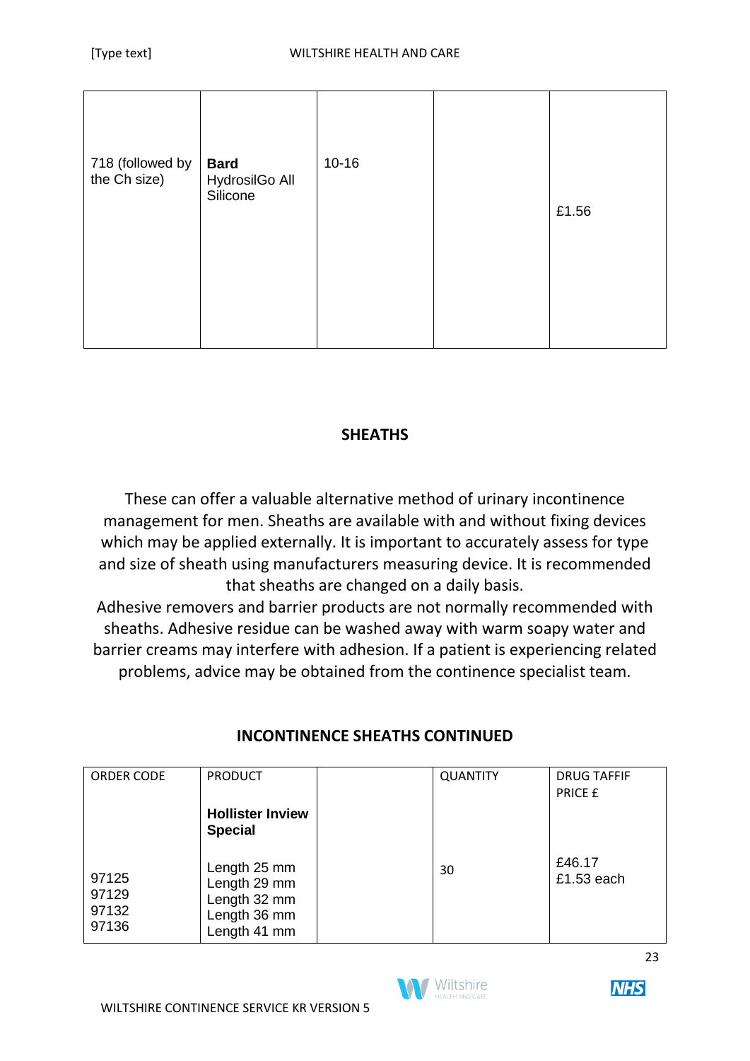| | | | | |
|---|---|---|---|---|
| 718 (followed by the Ch size) | **Bard** HydrosilGo All Silicone | 10-16 | | £1.56 |

## SHEATHS

These can offer a valuable alternative method of urinary incontinence management for men. Sheaths are available with and without fixing devices which may be applied externally. It is important to accurately assess for type and size of sheath using manufacturers measuring device. It is recommended that sheaths are changed on a daily basis.

Adhesive removers and barrier products are not normally recommended with sheaths. Adhesive residue can be washed away with warm soapy water and barrier creams may interfere with adhesion. If a patient is experiencing related problems, advice may be obtained from the continence specialist team.

## INCONTINENCE SHEATHS CONTINUED

| ORDER CODE | PRODUCT | | QUANTITY | DRUG TAFFIF PRICE £ |
|---|---|---|---|---|
| | **Hollister Inview Special** | | | |
| 97125<br>97129<br>97132<br>97136 | Length 25 mm<br>Length 29 mm<br>Length 32 mm<br>Length 36 mm<br>Length 41 mm | | 30 | £46.17<br>£1.53 each |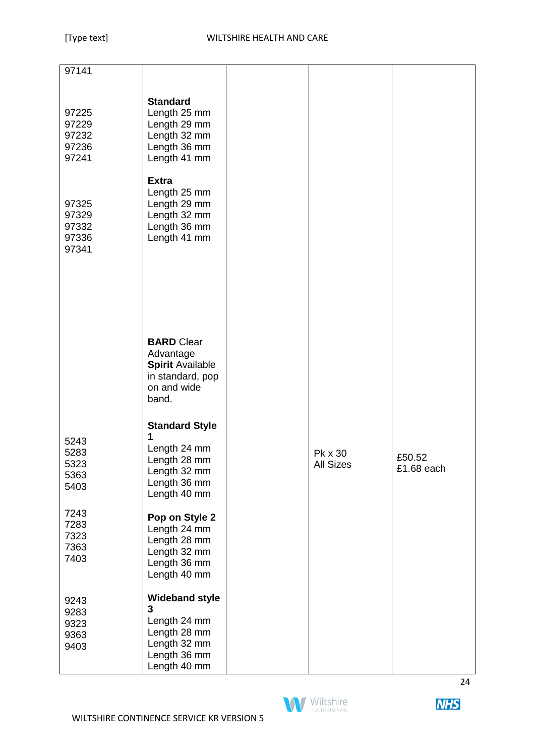| | | | | |
|---|---|---|---|---|
| 97141<br><br>97225<br>97229<br>97232<br>97236<br>97241<br><br>97325<br>97329<br>97332<br>97336<br>97341 | **Standard**<br>Length 25 mm<br>Length 29 mm<br>Length 32 mm<br>Length 36 mm<br>Length 41 mm<br><br>**Extra**<br>Length 25 mm<br>Length 29 mm<br>Length 32 mm<br>Length 36 mm<br>Length 41 mm | | | |
| 5243<br>5283<br>5323<br>5363<br>5403<br><br>7243<br>7283<br>7323<br>7363<br>7403<br><br>9243<br>9283<br>9323<br>9363<br>9403 | **BARD** Clear Advantage **Spirit** Available in standard, pop on and wide band.<br><br>**Standard Style 1**<br>Length 24 mm<br>Length 28 mm<br>Length 32 mm<br>Length 36 mm<br>Length 40 mm<br><br>**Pop on Style 2**<br>Length 24 mm<br>Length 28 mm<br>Length 32 mm<br>Length 36 mm<br>Length 40 mm<br><br>**Wideband style 3**<br>Length 24 mm<br>Length 28 mm<br>Length 32 mm<br>Length 36 mm<br>Length 40 mm | | Pk x 30<br>All Sizes | £50.52<br>£1.68 each |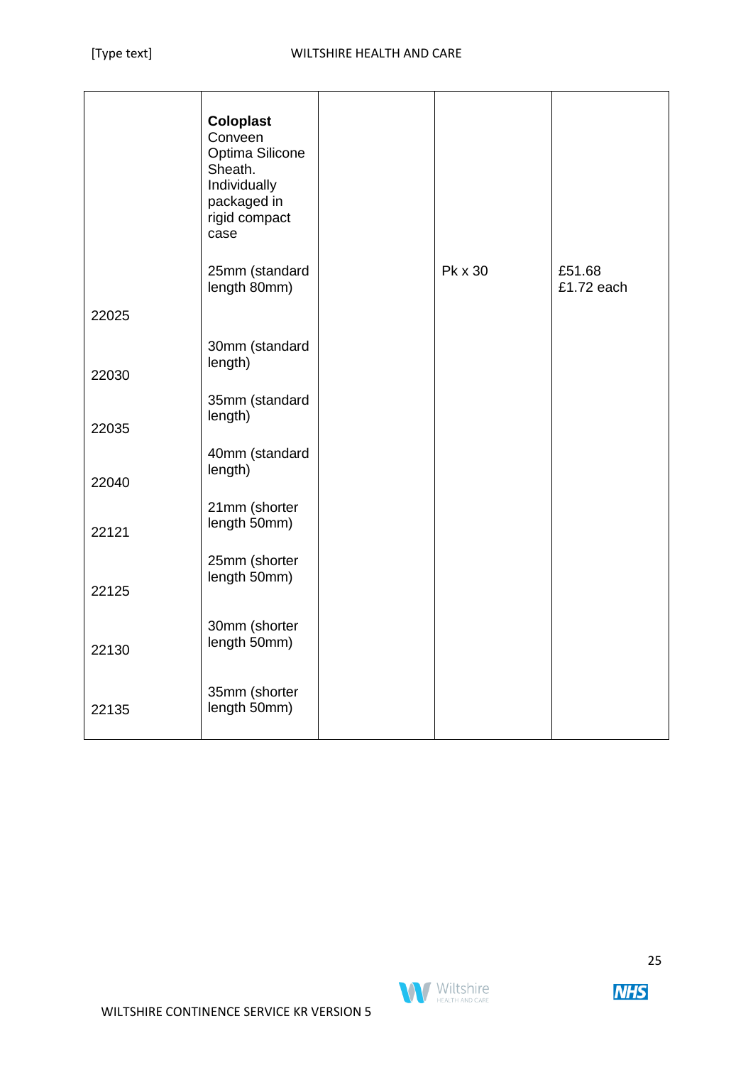| | | | | |
|---|---|---|---|---|
| | **Coloplast** Conveen Optima Silicone Sheath. Individually packaged in rigid compact case | | | |
| | 25mm (standard length 80mm) | | Pk x 30 | £51.68 £1.72 each |
| 22025 | | | | |
| 22030 | 30mm (standard length) | | | |
| 22035 | 35mm (standard length) | | | |
| 22040 | 40mm (standard length) | | | |
| 22121 | 21mm (shorter length 50mm) | | | |
| 22125 | 25mm (shorter length 50mm) | | | |
| 22130 | 30mm (shorter length 50mm) | | | |
| 22135 | 35mm (shorter length 50mm) | | | |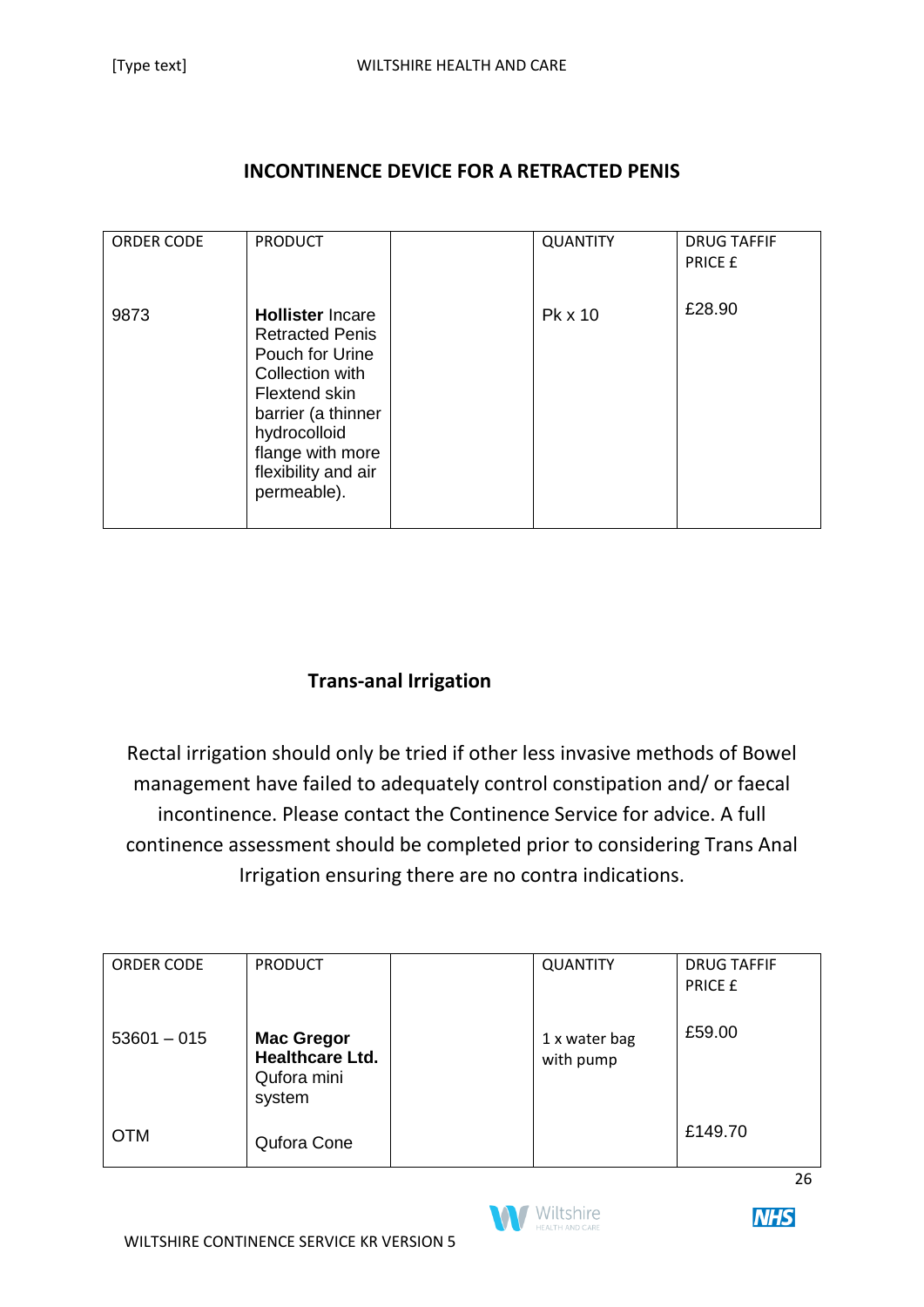## INCONTINENCE DEVICE FOR A RETRACTED PENIS

| ORDER CODE | PRODUCT | | QUANTITY | DRUG TAFFIF PRICE £ |
|---|---|---|---|---|
| 9873 | **Hollister** Incare Retracted Penis Pouch for Urine Collection with Flextend skin barrier (a thinner hydrocolloid flange with more flexibility and air permeable). | | Pk x 10 | £28.90 |

## Trans-anal Irrigation

Rectal irrigation should only be tried if other less invasive methods of Bowel management have failed to adequately control constipation and/ or faecal incontinence. Please contact the Continence Service for advice. A full continence assessment should be completed prior to considering Trans Anal Irrigation ensuring there are no contra indications.

| ORDER CODE | PRODUCT | | QUANTITY | DRUG TAFFIF PRICE £ |
|---|---|---|---|---|
| 53601 – 015 | **Mac Gregor Healthcare Ltd.** Qufora mini system | | 1 x water bag with pump | £59.00 |
| OTM | Qufora Cone | | | £149.70 |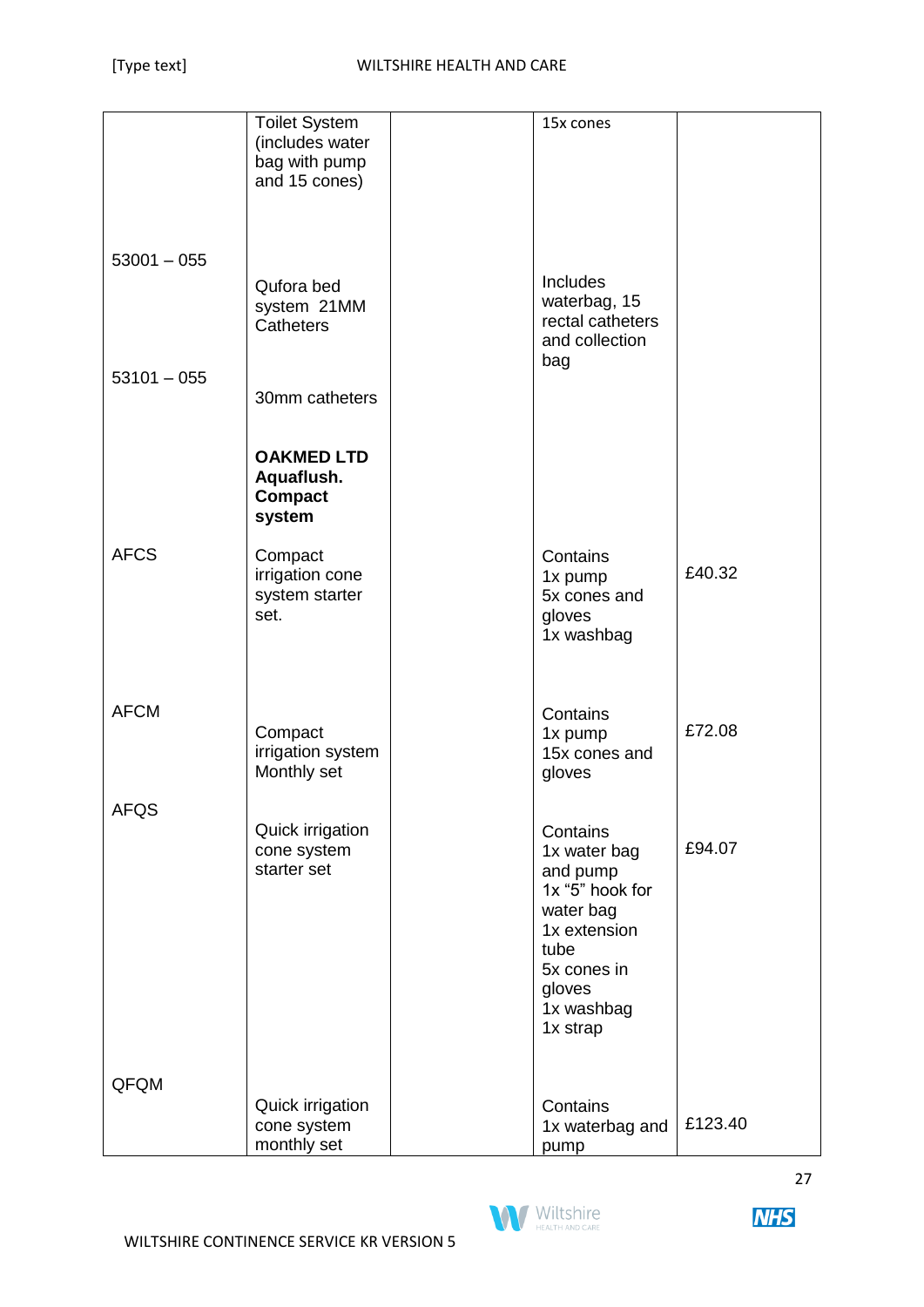| | | | | |
|---|---|---|---|---|
| | Toilet System (includes water bag with pump and 15 cones) | | 15x cones | |
| 53001 – 055 | Qufora bed system 21MM Catheters | | Includes waterbag, 15 rectal catheters and collection bag | |
| 53101 – 055 | 30mm catheters | | | |
| | **OAKMED LTD Aquaflush. Compact system** | | | |
| AFCS | Compact irrigation cone system starter set. | | Contains 1x pump 5x cones and gloves 1x washbag | £40.32 |
| AFCM | Compact irrigation system Monthly set | | Contains 1x pump 15x cones and gloves | £72.08 |
| AFQS | Quick irrigation cone system starter set | | Contains 1x water bag and pump 1x "5" hook for water bag 1x extension tube 5x cones in gloves 1x washbag 1x strap | £94.07 |
| QFQM | Quick irrigation cone system monthly set | | Contains 1x waterbag and pump | £123.40 |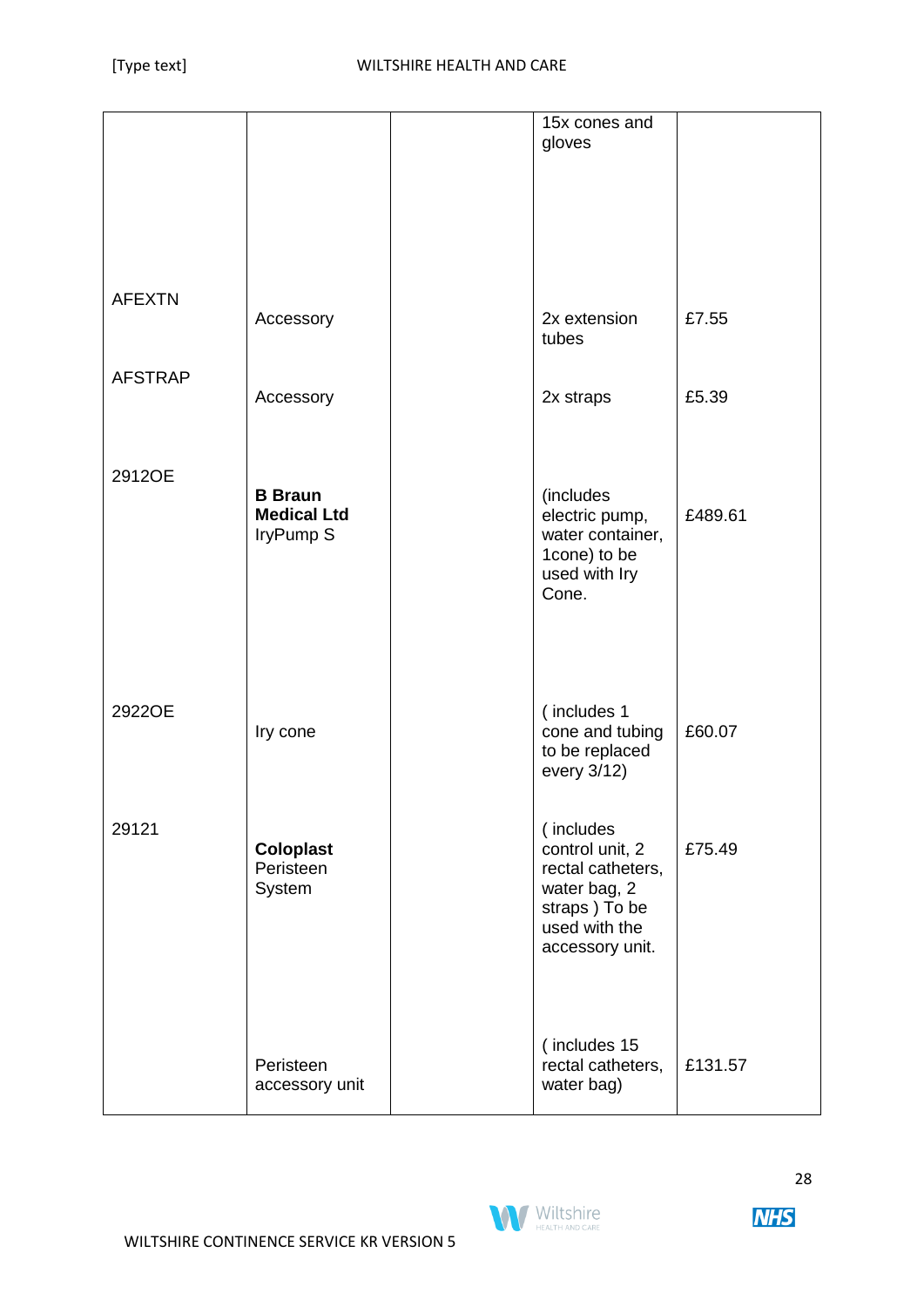| | | | | |
|---|---|---|---|---|
| | | | 15x cones and gloves | |
| AFEXTN | Accessory | | 2x extension tubes | £7.55 |
| AFSTRAP | Accessory | | 2x straps | £5.39 |
| 2912OE | **B Braun Medical Ltd** IryPump S | | (includes electric pump, water container, 1cone) to be used with Iry Cone. | £489.61 |
| 2922OE | Iry cone | | ( includes 1 cone and tubing to be replaced every 3/12) | £60.07 |
| 29121 | **Coloplast** Peristeen System | | ( includes control unit, 2 rectal catheters, water bag, 2 straps ) To be used with the accessory unit. | £75.49 |
| | Peristeen accessory unit | | ( includes 15 rectal catheters, water bag) | £131.57 |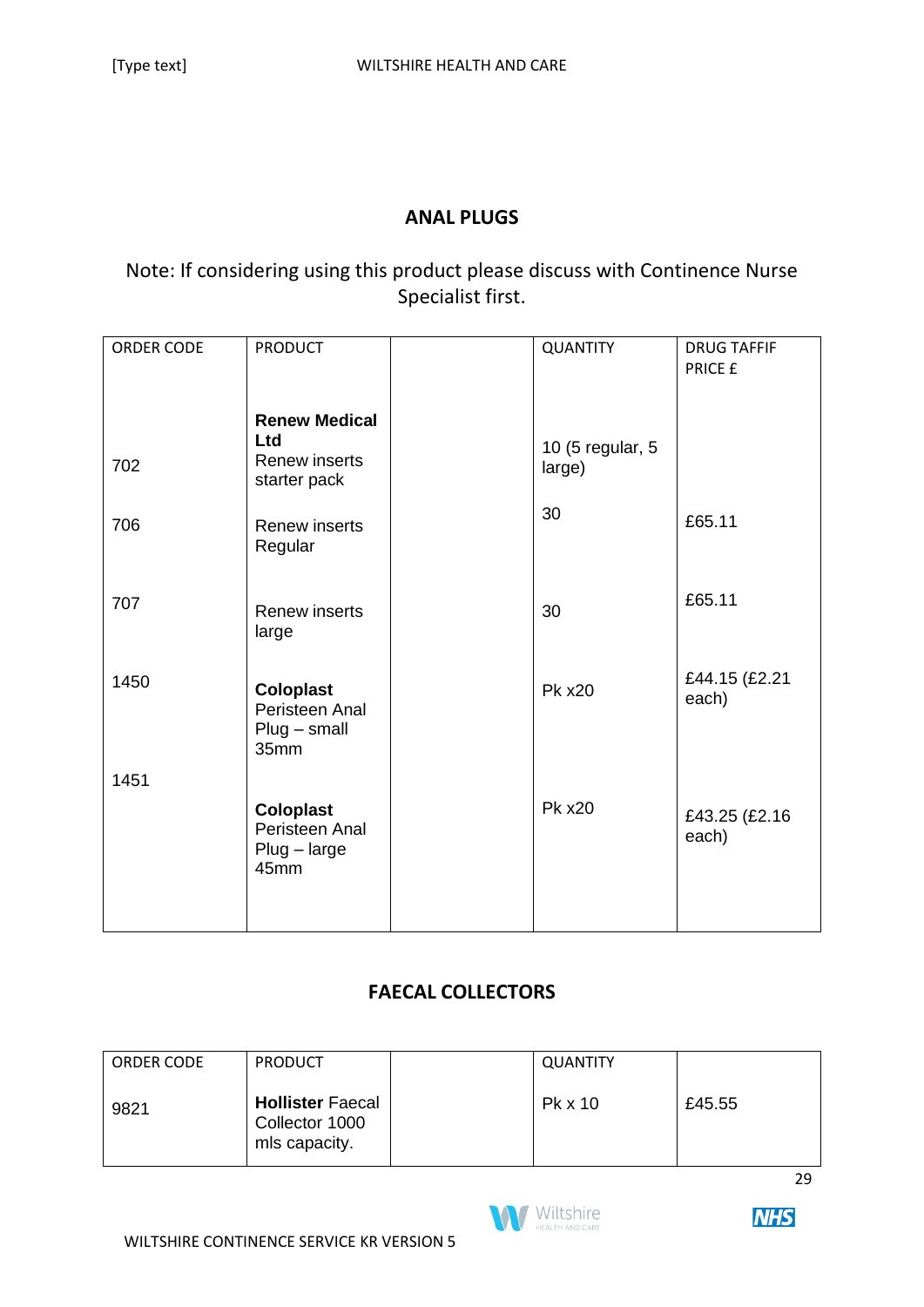## ANAL PLUGS

Note: If considering using this product please discuss with Continence Nurse Specialist first.

| ORDER CODE | PRODUCT | | QUANTITY | DRUG TAFFIF PRICE £ |
|---|---|---|---|---|
| 702 | **Renew Medical Ltd** Renew inserts starter pack | | 10 (5 regular, 5 large) | |
| 706 | Renew inserts Regular | | 30 | £65.11 |
| 707 | Renew inserts large | | 30 | £65.11 |
| 1450 | **Coloplast** Peristeen Anal Plug – small 35mm | | Pk x20 | £44.15 (£2.21 each) |
| 1451 | **Coloplast** Peristeen Anal Plug – large 45mm | | Pk x20 | £43.25 (£2.16 each) |

## FAECAL COLLECTORS

| ORDER CODE | PRODUCT | | QUANTITY | |
|---|---|---|---|---|
| 9821 | **Hollister** Faecal Collector 1000 mls capacity. | | Pk x 10 | £45.55 |

WILTSHIRE CONTINENCE SERVICE KR VERSION 5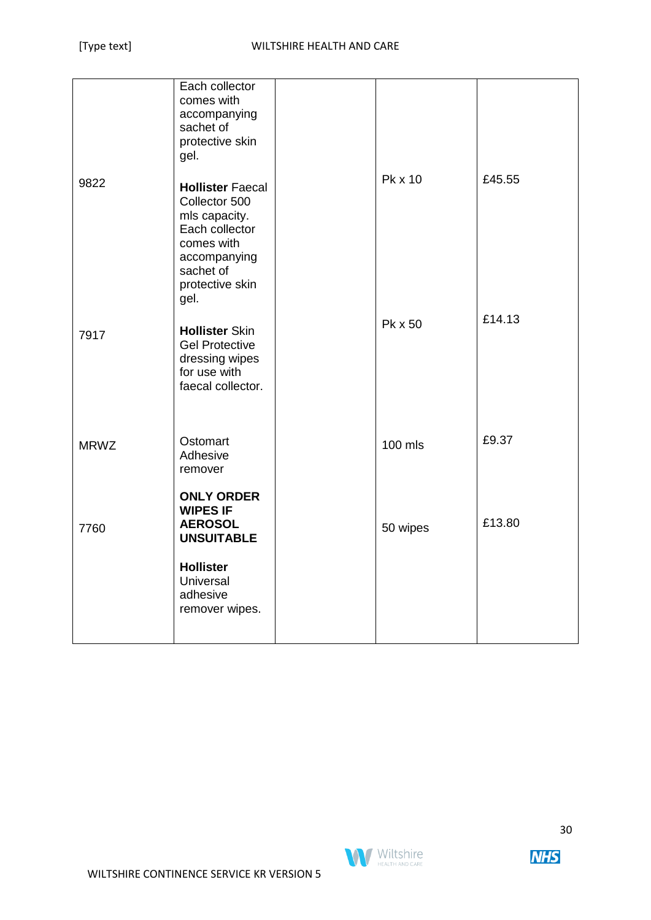|  |  |  |  |  |
|---|---|---|---|---|
|  | Each collector comes with accompanying sachet of protective skin gel. |  |  |  |
| 9822 | **Hollister** Faecal Collector 500 mls capacity. Each collector comes with accompanying sachet of protective skin gel. |  | Pk x 10 | £45.55 |
| 7917 | **Hollister** Skin Gel Protective dressing wipes for use with faecal collector. |  | Pk x 50 | £14.13 |
| MRWZ | Ostomart Adhesive remover |  | 100 mls | £9.37 |
| 7760 | **ONLY ORDER WIPES IF AEROSOL UNSUITABLE** **Hollister** Universal adhesive remover wipes. |  | 50 wipes | £13.80 |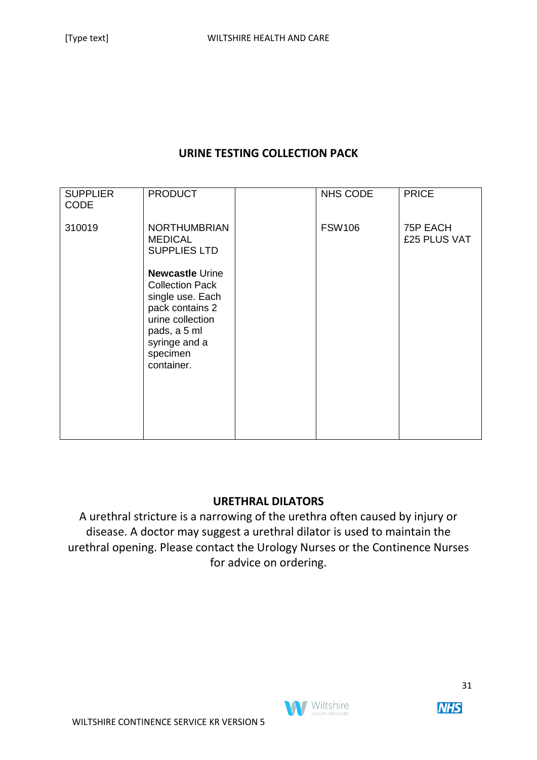## URINE TESTING COLLECTION PACK

| SUPPLIER CODE | PRODUCT | | NHS CODE | PRICE |
|---|---|---|---|---|
| 310019 | NORTHUMBRIAN MEDICAL SUPPLIES LTD<br><br>**Newcastle** Urine Collection Pack single use. Each pack contains 2 urine collection pads, a 5 ml syringe and a specimen container. | | FSW106 | 75P EACH<br>£25 PLUS VAT |

## URETHRAL DILATORS

A urethral stricture is a narrowing of the urethra often caused by injury or disease. A doctor may suggest a urethral dilator is used to maintain the urethral opening. Please contact the Urology Nurses or the Continence Nurses for advice on ordering.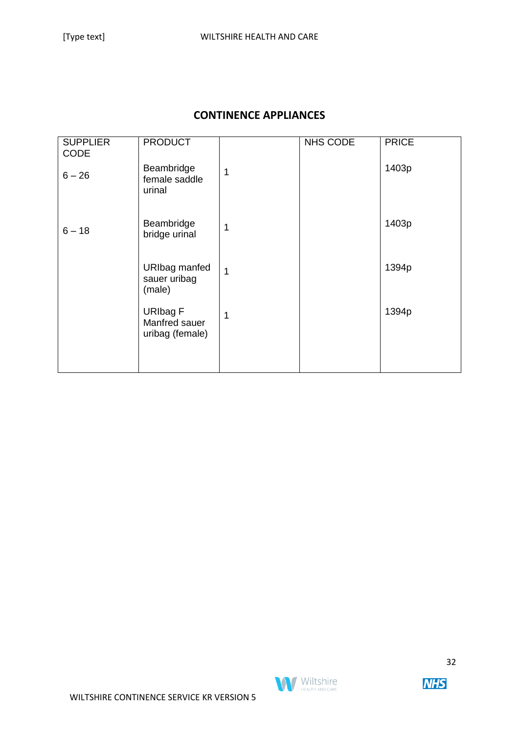## CONTINENCE APPLIANCES

| SUPPLIER CODE | PRODUCT | | NHS CODE | PRICE |
|---|---|---|---|---|
| 6 – 26 | Beambridge female saddle urinal | 1 | | 1403p |
| 6 – 18 | Beambridge bridge urinal | 1 | | 1403p |
| | URIbag manfed sauer uribag (male) | 1 | | 1394p |
| | URIbag F Manfred sauer uribag (female) | 1 | | 1394p |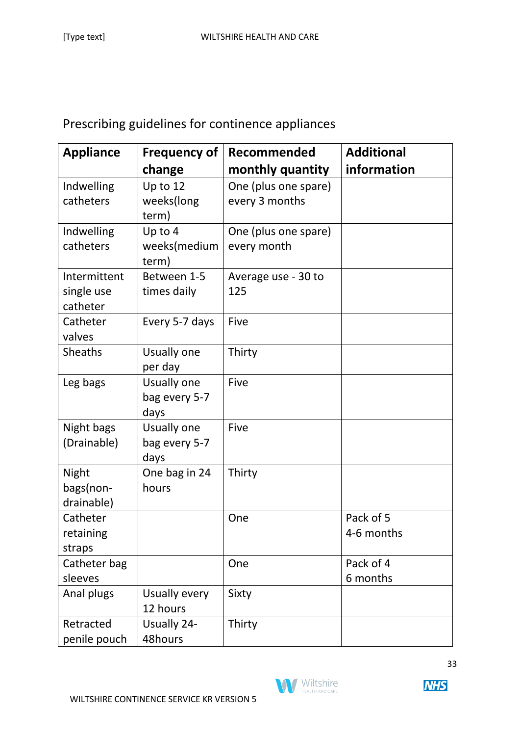Prescribing guidelines for continence appliances

| Appliance | Frequency of change | Recommended monthly quantity | Additional information |
| --- | --- | --- | --- |
| Indwelling catheters | Up to 12 weeks(long term) | One (plus one spare) every 3 months | |
| Indwelling catheters | Up to 4 weeks(medium term) | One (plus one spare) every month | |
| Intermittent single use catheter | Between 1-5 times daily | Average use - 30 to 125 | |
| Catheter valves | Every 5-7 days | Five | |
| Sheaths | Usually one per day | Thirty | |
| Leg bags | Usually one bag every 5-7 days | Five | |
| Night bags (Drainable) | Usually one bag every 5-7 days | Five | |
| Night bags(non-drainable) | One bag in 24 hours | Thirty | |
| Catheter retaining straps | | One | Pack of 5<br>4-6 months |
| Catheter bag sleeves | | One | Pack of 4<br>6 months |
| Anal plugs | Usually every 12 hours | Sixty | |
| Retracted penile pouch | Usually 24-48hours | Thirty | |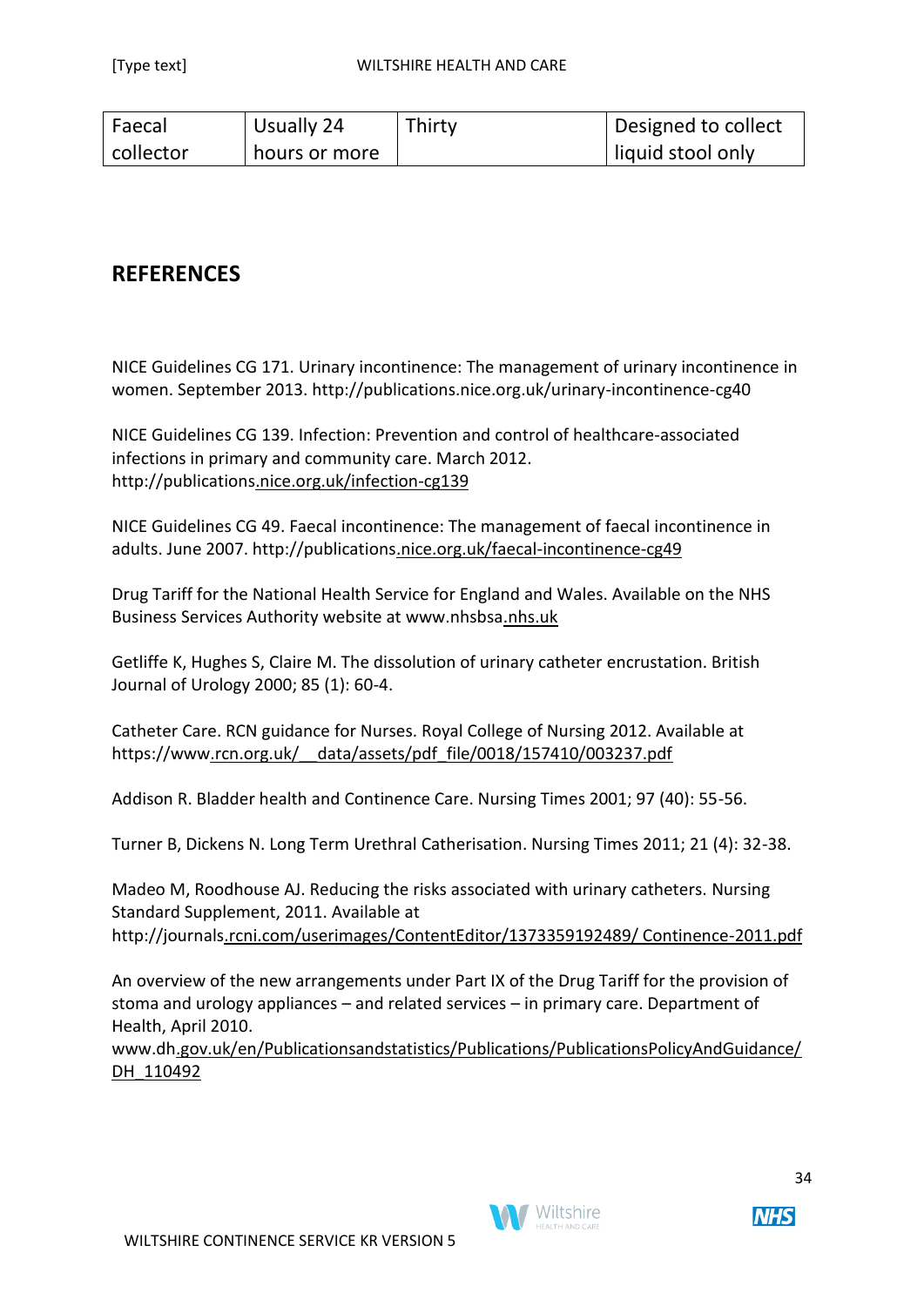| Faecal collector | Usually 24 hours or more | Thirty | Designed to collect liquid stool only |
|---|---|---|---|

## REFERENCES

NICE Guidelines CG 171. Urinary incontinence: The management of urinary incontinence in women. September 2013. http://publications.nice.org.uk/urinary-incontinence-cg40

NICE Guidelines CG 139. Infection: Prevention and control of healthcare-associated infections in primary and community care. March 2012. http://publications.nice.org.uk/infection-cg139

NICE Guidelines CG 49. Faecal incontinence: The management of faecal incontinence in adults. June 2007. http://publications.nice.org.uk/faecal-incontinence-cg49

Drug Tariff for the National Health Service for England and Wales. Available on the NHS Business Services Authority website at www.nhsbsa.nhs.uk

Getliffe K, Hughes S, Claire M. The dissolution of urinary catheter encrustation. British Journal of Urology 2000; 85 (1): 60-4.

Catheter Care. RCN guidance for Nurses. Royal College of Nursing 2012. Available at https://www.rcn.org.uk/__data/assets/pdf_file/0018/157410/003237.pdf

Addison R. Bladder health and Continence Care. Nursing Times 2001; 97 (40): 55-56.

Turner B, Dickens N. Long Term Urethral Catherisation. Nursing Times 2011; 21 (4): 32-38.

Madeo M, Roodhouse AJ. Reducing the risks associated with urinary catheters. Nursing Standard Supplement, 2011. Available at http://journals.rcni.com/userimages/ContentEditor/1373359192489/ Continence-2011.pdf

An overview of the new arrangements under Part IX of the Drug Tariff for the provision of stoma and urology appliances – and related services – in primary care. Department of Health, April 2010. www.dh.gov.uk/en/Publicationsandstatistics/Publications/PublicationsPolicyAndGuidance/DH_110492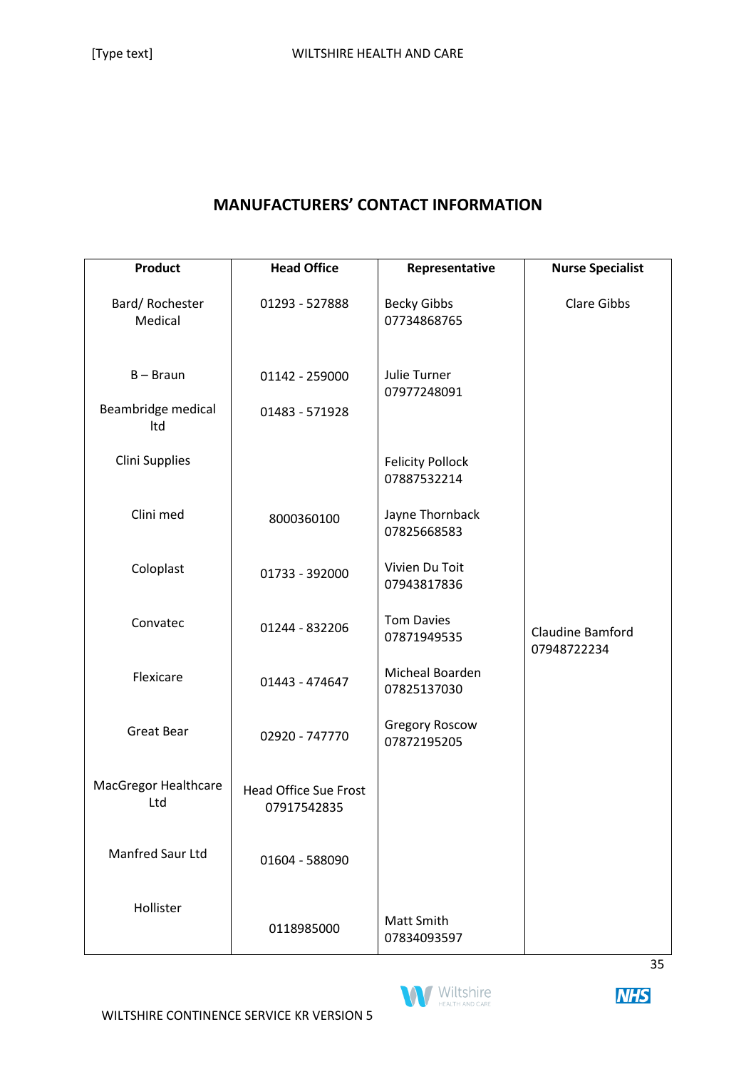## MANUFACTURERS' CONTACT INFORMATION

| Product | Head Office | Representative | Nurse Specialist |
|---|---|---|---|
| Bard/ Rochester Medical | 01293 - 527888 | Becky Gibbs 07734868765 | Clare Gibbs |
| B – Braun | 01142 - 259000 | Julie Turner 07977248091 | |
| Beambridge medical ltd | 01483 - 571928 | | |
| Clini Supplies | | Felicity Pollock 07887532214 | |
| Clini med | 8000360100 | Jayne Thornback 07825668583 | |
| Coloplast | 01733 - 392000 | Vivien Du Toit 07943817836 | |
| Convatec | 01244 - 832206 | Tom Davies 07871949535 | Claudine Bamford 07948722234 |
| Flexicare | 01443 - 474647 | Micheal Boarden 07825137030 | |
| Great Bear | 02920 - 747770 | Gregory Roscow 07872195205 | |
| MacGregor Healthcare Ltd | Head Office Sue Frost 07917542835 | | |
| Manfred Saur Ltd | 01604 - 588090 | | |
| Hollister | 0118985000 | Matt Smith 07834093597 | |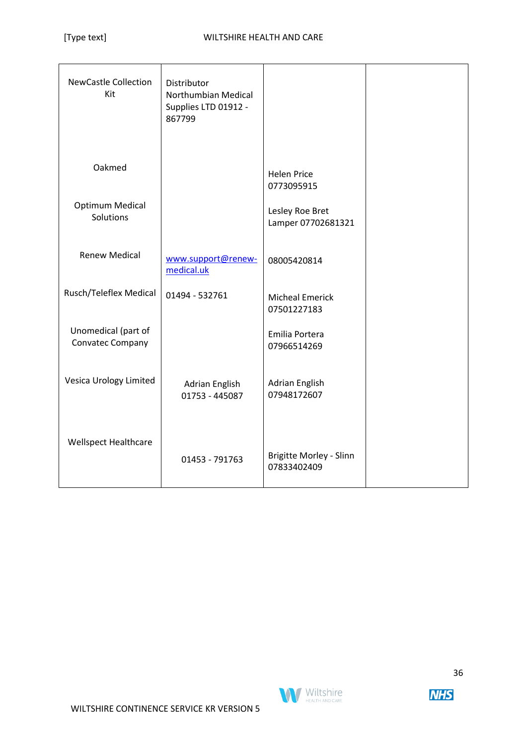| | | | |
|---|---|---|---|
| NewCastle Collection Kit | Distributor Northumbian Medical Supplies LTD 01912 - 867799 | | |
| Oakmed | | Helen Price 0773095915 | |
| Optimum Medical Solutions | | Lesley Roe Bret Lamper 07702681321 | |
| Renew Medical | www.support@renew-medical.uk | 08005420814 | |
| Rusch/Teleflex Medical | 01494 - 532761 | Micheal Emerick 07501227183 | |
| Unomedical (part of Convatec Company | | Emilia Portera 07966514269 | |
| Vesica Urology Limited | Adrian English 01753 - 445087 | Adrian English 07948172607 | |
| Wellspect Healthcare | 01453 - 791763 | Brigitte Morley - Slinn 07833402409 | |